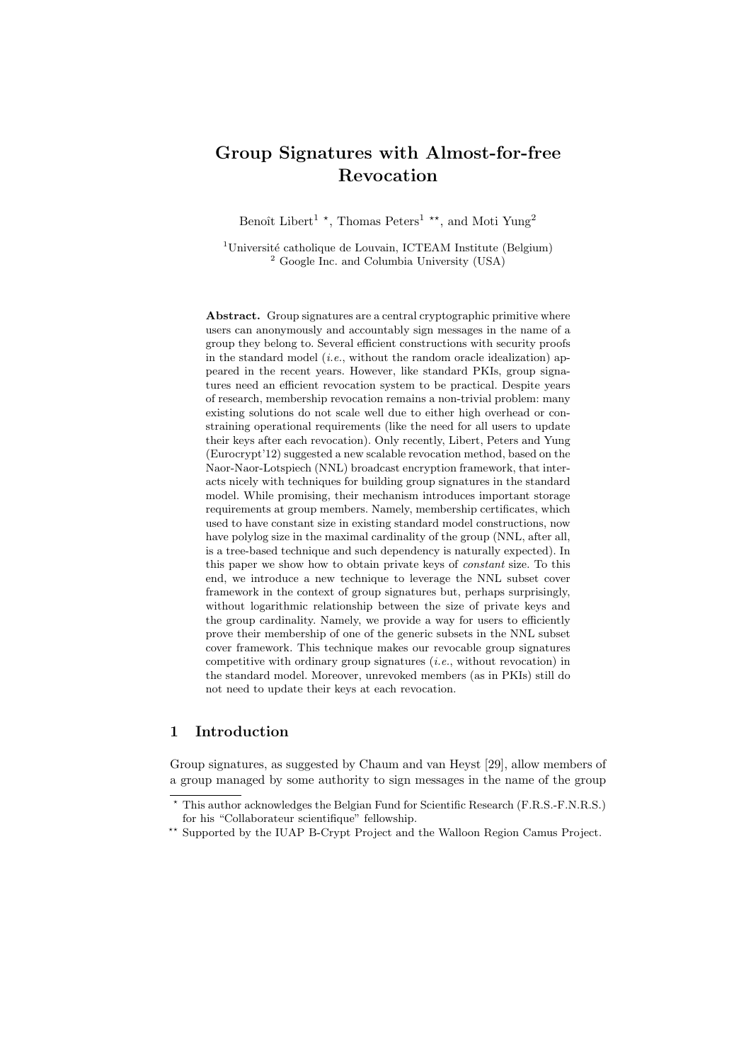# Group Signatures with Almost-for-free Revocation

Benoît Libert[1] ⋆, Thomas Peters[1] ⋆⋆, and Moti Yung[2]

[1]Université catholique de Louvain, ICTEAM Institute (Belgium)
[2] Google Inc. and Columbia University (USA)

**Abstract.** Group signatures are a central cryptographic primitive where users can anonymously and accountably sign messages in the name of a group they belong to. Several efficient constructions with security proofs in the standard model (*i.e.*, without the random oracle idealization) appeared in the recent years. However, like standard PKIs, group signatures need an efficient revocation system to be practical. Despite years of research, membership revocation remains a non-trivial problem: many existing solutions do not scale well due to either high overhead or constraining operational requirements (like the need for all users to update their keys after each revocation). Only recently, Libert, Peters and Yung (Eurocrypt'12) suggested a new scalable revocation method, based on the Naor-Naor-Lotspiech (NNL) broadcast encryption framework, that interacts nicely with techniques for building group signatures in the standard model. While promising, their mechanism introduces important storage requirements at group members. Namely, membership certificates, which used to have constant size in existing standard model constructions, now have polylog size in the maximal cardinality of the group (NNL, after all, is a tree-based technique and such dependency is naturally expected). In this paper we show how to obtain private keys of *constant* size. To this end, we introduce a new technique to leverage the NNL subset cover framework in the context of group signatures but, perhaps surprisingly, without logarithmic relationship between the size of private keys and the group cardinality. Namely, we provide a way for users to efficiently prove their membership of one of the generic subsets in the NNL subset cover framework. This technique makes our revocable group signatures competitive with ordinary group signatures (*i.e.*, without revocation) in the standard model. Moreover, unrevoked members (as in PKIs) still do not need to update their keys at each revocation.

## 1 Introduction

Group signatures, as suggested by Chaum and van Heyst [29], allow members of a group managed by some authority to sign messages in the name of the group

---

⋆ This author acknowledges the Belgian Fund for Scientific Research (F.R.S.-F.N.R.S.) for his "Collaborateur scientifique" fellowship.

⋆⋆ Supported by the IUAP B-Crypt Project and the Walloon Region Camus Project.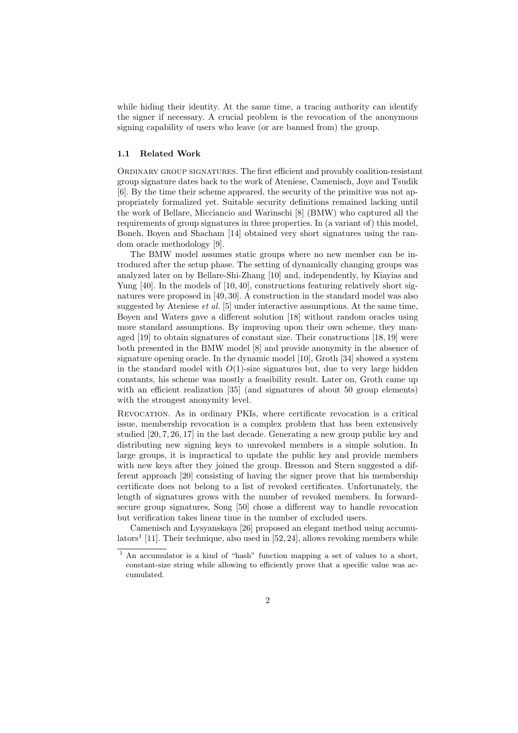while hiding their identity. At the same time, a tracing authority can identify the signer if necessary. A crucial problem is the revocation of the anonymous signing capability of users who leave (or are banned from) the group.

### 1.1 Related Work

Ordinary group signatures. The first efficient and provably coalition-resistant group signature dates back to the work of Ateniese, Camenisch, Joye and Tsudik [6]. By the time their scheme appeared, the security of the primitive was not appropriately formalized yet. Suitable security definitions remained lacking until the work of Bellare, Micciancio and Warinschi [8] (BMW) who captured all the requirements of group signatures in three properties. In (a variant of) this model, Boneh, Boyen and Shacham [14] obtained very short signatures using the random oracle methodology [9].

The BMW model assumes static groups where no new member can be introduced after the setup phase. The setting of dynamically changing groups was analyzed later on by Bellare-Shi-Zhang [10] and, independently, by Kiayias and Yung [40]. In the models of [10, 40], constructions featuring relatively short signatures were proposed in [49, 30]. A construction in the standard model was also suggested by Ateniese *et al.* [5] under interactive assumptions. At the same time, Boyen and Waters gave a different solution [18] without random oracles using more standard assumptions. By improving upon their own scheme, they managed [19] to obtain signatures of constant size. Their constructions [18, 19] were both presented in the BMW model [8] and provide anonymity in the absence of signature opening oracle. In the dynamic model [10], Groth [34] showed a system in the standard model with $O(1)$-size signatures but, due to very large hidden constants, his scheme was mostly a feasibility result. Later on, Groth came up with an efficient realization [35] (and signatures of about 50 group elements) with the strongest anonymity level.

Revocation. As in ordinary PKIs, where certificate revocation is a critical issue, membership revocation is a complex problem that has been extensively studied [20, 7, 26, 17] in the last decade. Generating a new group public key and distributing new signing keys to unrevoked members is a simple solution. In large groups, it is impractical to update the public key and provide members with new keys after they joined the group. Bresson and Stern suggested a different approach [20] consisting of having the signer prove that his membership certificate does not belong to a list of revoked certificates. Unfortunately, the length of signatures grows with the number of revoked members. In forward-secure group signatures, Song [50] chose a different way to handle revocation but verification takes linear time in the number of excluded users.

Camenisch and Lysyanskaya [26] proposed an elegant method using accumulators[1] [11]. Their technique, also used in [52, 24], allows revoking members while

[1] An accumulator is a kind of "hash" function mapping a set of values to a short, constant-size string while allowing to efficiently prove that a specific value was accumulated.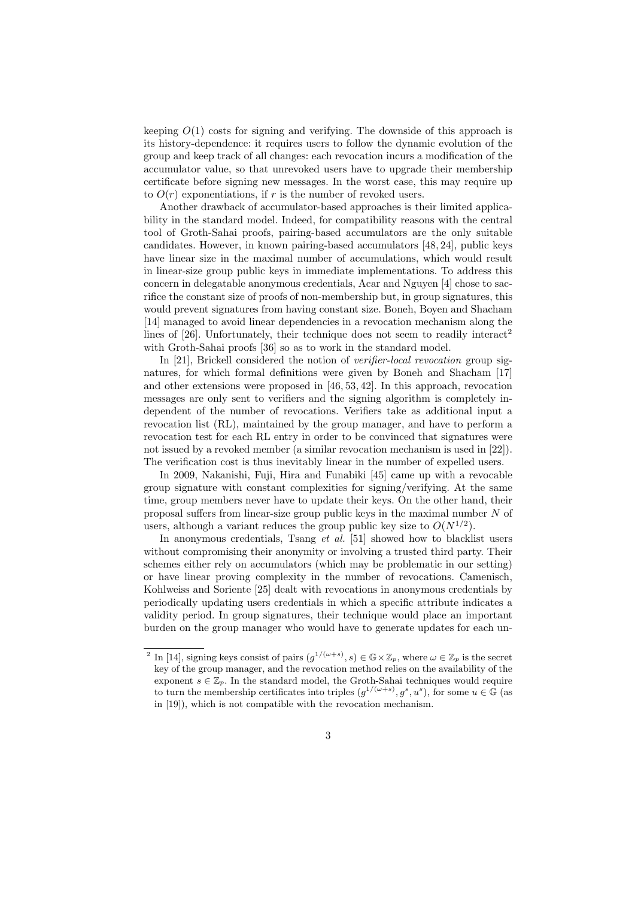keeping $O(1)$ costs for signing and verifying. The downside of this approach is its history-dependence: it requires users to follow the dynamic evolution of the group and keep track of all changes: each revocation incurs a modification of the accumulator value, so that unrevoked users have to upgrade their membership certificate before signing new messages. In the worst case, this may require up to $O(r)$ exponentiations, if $r$ is the number of revoked users.

Another drawback of accumulator-based approaches is their limited applicability in the standard model. Indeed, for compatibility reasons with the central tool of Groth-Sahai proofs, pairing-based accumulators are the only suitable candidates. However, in known pairing-based accumulators [48, 24], public keys have linear size in the maximal number of accumulations, which would result in linear-size group public keys in immediate implementations. To address this concern in delegatable anonymous credentials, Acar and Nguyen [4] chose to sacrifice the constant size of proofs of non-membership but, in group signatures, this would prevent signatures from having constant size. Boneh, Boyen and Shacham [14] managed to avoid linear dependencies in a revocation mechanism along the lines of [26]. Unfortunately, their technique does not seem to readily interact[2] with Groth-Sahai proofs [36] so as to work in the standard model.

In [21], Brickell considered the notion of *verifier-local revocation* group signatures, for which formal definitions were given by Boneh and Shacham [17] and other extensions were proposed in [46, 53, 42]. In this approach, revocation messages are only sent to verifiers and the signing algorithm is completely independent of the number of revocations. Verifiers take as additional input a revocation list (RL), maintained by the group manager, and have to perform a revocation test for each RL entry in order to be convinced that signatures were not issued by a revoked member (a similar revocation mechanism is used in [22]). The verification cost is thus inevitably linear in the number of expelled users.

In 2009, Nakanishi, Fuji, Hira and Funabiki [45] came up with a revocable group signature with constant complexities for signing/verifying. At the same time, group members never have to update their keys. On the other hand, their proposal suffers from linear-size group public keys in the maximal number $N$ of users, although a variant reduces the group public key size to $O(N^{1/2})$.

In anonymous credentials, Tsang *et al.* [51] showed how to blacklist users without compromising their anonymity or involving a trusted third party. Their schemes either rely on accumulators (which may be problematic in our setting) or have linear proving complexity in the number of revocations. Camenisch, Kohlweiss and Soriente [25] dealt with revocations in anonymous credentials by periodically updating users credentials in which a specific attribute indicates a validity period. In group signatures, their technique would place an important burden on the group manager who would have to generate updates for each un-

---

[2] In [14], signing keys consist of pairs $(g^{1/(\omega+s)}, s) \in \mathbb{G} \times \mathbb{Z}_p$, where $\omega \in \mathbb{Z}_p$ is the secret key of the group manager, and the revocation method relies on the availability of the exponent $s \in \mathbb{Z}_p$. In the standard model, the Groth-Sahai techniques would require to turn the membership certificates into triples $(g^{1/(\omega+s)}, g^s, u^s)$, for some $u \in \mathbb{G}$ (as in [19]), which is not compatible with the revocation mechanism.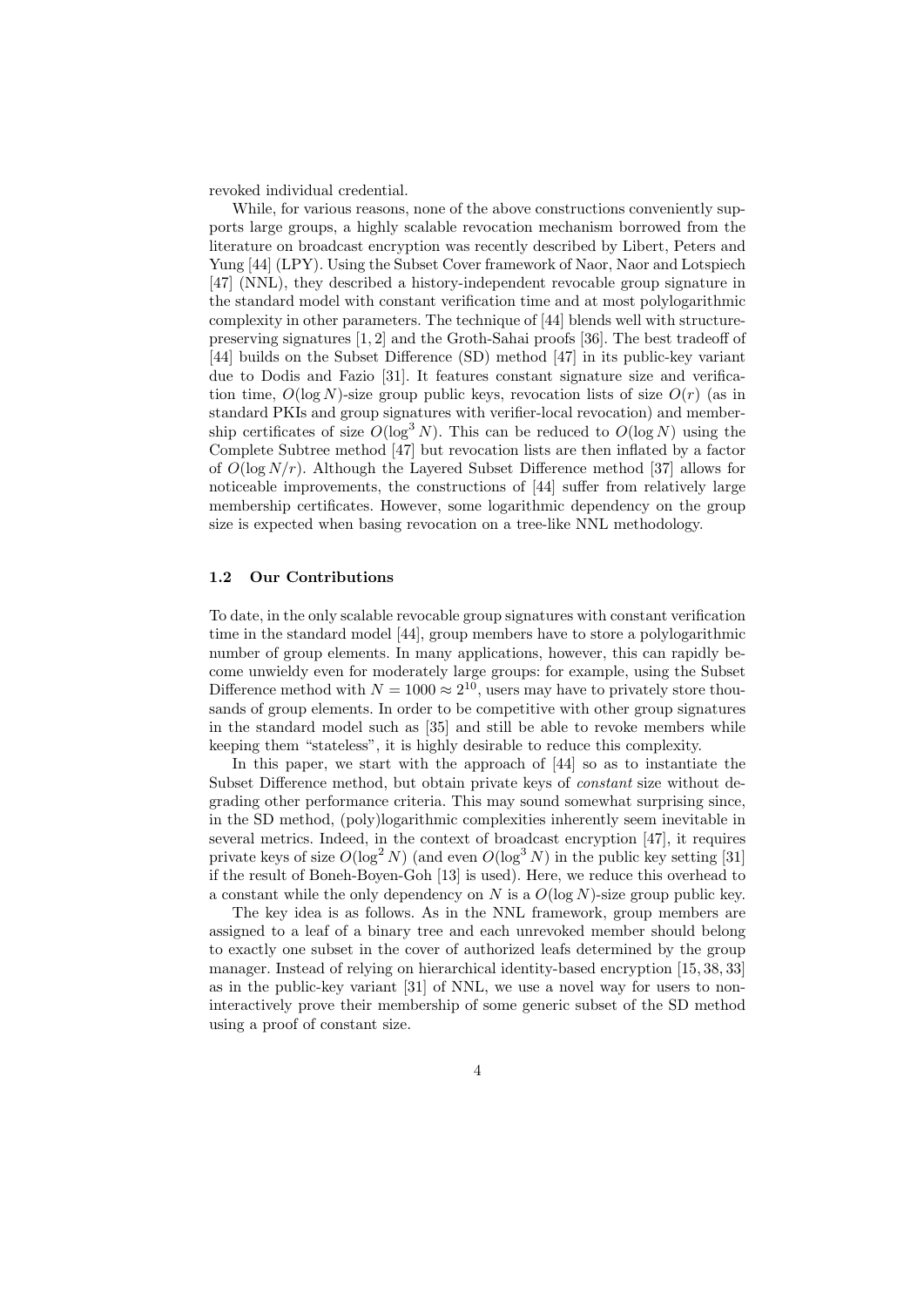revoked individual credential.

While, for various reasons, none of the above constructions conveniently supports large groups, a highly scalable revocation mechanism borrowed from the literature on broadcast encryption was recently described by Libert, Peters and Yung [44] (LPY). Using the Subset Cover framework of Naor, Naor and Lotspiech [47] (NNL), they described a history-independent revocable group signature in the standard model with constant verification time and at most polylogarithmic complexity in other parameters. The technique of [44] blends well with structure-preserving signatures [1, 2] and the Groth-Sahai proofs [36]. The best tradeoff of [44] builds on the Subset Difference (SD) method [47] in its public-key variant due to Dodis and Fazio [31]. It features constant signature size and verification time, $O(\log N)$-size group public keys, revocation lists of size $O(r)$ (as in standard PKIs and group signatures with verifier-local revocation) and membership certificates of size $O(\log^3 N)$. This can be reduced to $O(\log N)$ using the Complete Subtree method [47] but revocation lists are then inflated by a factor of $O(\log N/r)$. Although the Layered Subset Difference method [37] allows for noticeable improvements, the constructions of [44] suffer from relatively large membership certificates. However, some logarithmic dependency on the group size is expected when basing revocation on a tree-like NNL methodology.

### 1.2 Our Contributions

To date, in the only scalable revocable group signatures with constant verification time in the standard model [44], group members have to store a polylogarithmic number of group elements. In many applications, however, this can rapidly become unwieldy even for moderately large groups: for example, using the Subset Difference method with $N = 1000 \approx 2^{10}$, users may have to privately store thousands of group elements. In order to be competitive with other group signatures in the standard model such as [35] and still be able to revoke members while keeping them "stateless", it is highly desirable to reduce this complexity.

In this paper, we start with the approach of [44] so as to instantiate the Subset Difference method, but obtain private keys of *constant* size without degrading other performance criteria. This may sound somewhat surprising since, in the SD method, (poly)logarithmic complexities inherently seem inevitable in several metrics. Indeed, in the context of broadcast encryption [47], it requires private keys of size $O(\log^2 N)$ (and even $O(\log^3 N)$ in the public key setting [31] if the result of Boneh-Boyen-Goh [13] is used). Here, we reduce this overhead to a constant while the only dependency on $N$ is a $O(\log N)$-size group public key.

The key idea is as follows. As in the NNL framework, group members are assigned to a leaf of a binary tree and each unrevoked member should belong to exactly one subset in the cover of authorized leafs determined by the group manager. Instead of relying on hierarchical identity-based encryption [15, 38, 33] as in the public-key variant [31] of NNL, we use a novel way for users to non-interactively prove their membership of some generic subset of the SD method using a proof of constant size.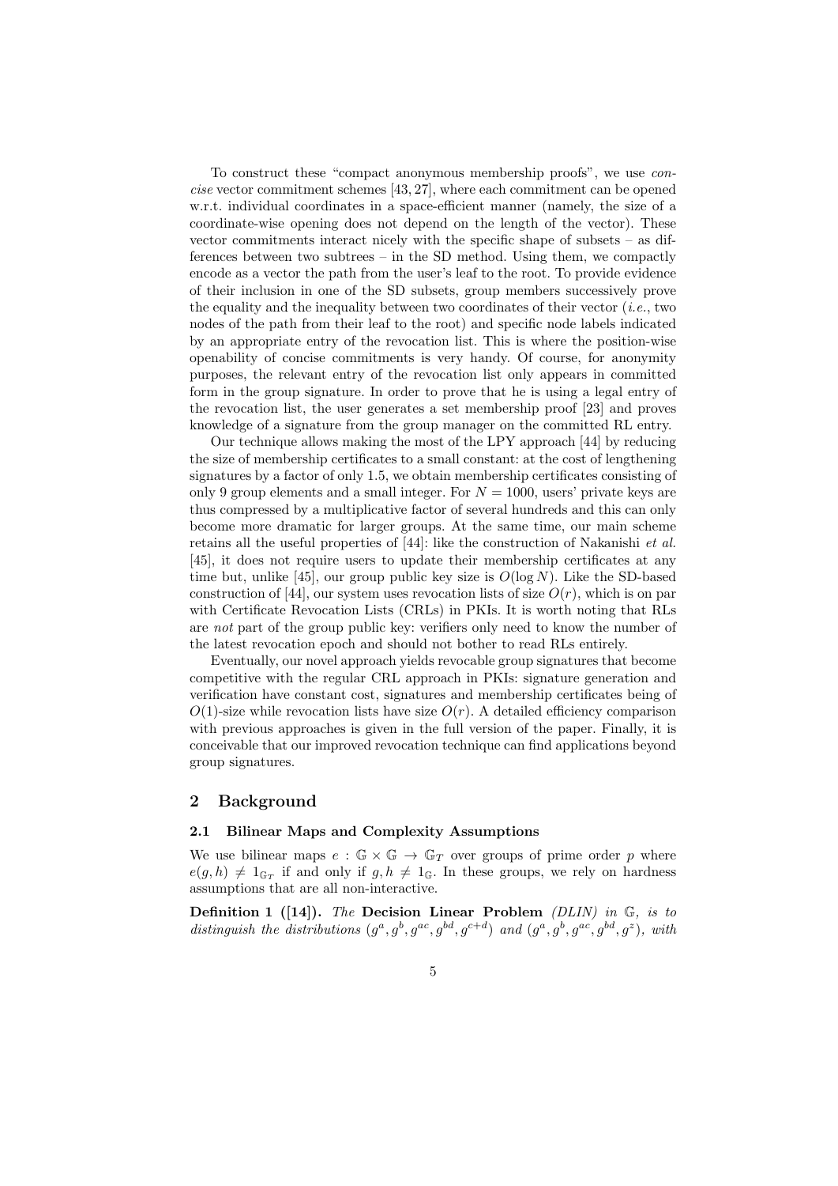To construct these "compact anonymous membership proofs", we use *concise* vector commitment schemes [43, 27], where each commitment can be opened w.r.t. individual coordinates in a space-efficient manner (namely, the size of a coordinate-wise opening does not depend on the length of the vector). These vector commitments interact nicely with the specific shape of subsets – as differences between two subtrees – in the SD method. Using them, we compactly encode as a vector the path from the user's leaf to the root. To provide evidence of their inclusion in one of the SD subsets, group members successively prove the equality and the inequality between two coordinates of their vector (*i.e.*, two nodes of the path from their leaf to the root) and specific node labels indicated by an appropriate entry of the revocation list. This is where the position-wise openability of concise commitments is very handy. Of course, for anonymity purposes, the relevant entry of the revocation list only appears in committed form in the group signature. In order to prove that he is using a legal entry of the revocation list, the user generates a set membership proof [23] and proves knowledge of a signature from the group manager on the committed RL entry.

Our technique allows making the most of the LPY approach [44] by reducing the size of membership certificates to a small constant: at the cost of lengthening signatures by a factor of only 1.5, we obtain membership certificates consisting of only 9 group elements and a small integer. For $N = 1000$, users' private keys are thus compressed by a multiplicative factor of several hundreds and this can only become more dramatic for larger groups. At the same time, our main scheme retains all the useful properties of [44]: like the construction of Nakanishi *et al.* [45], it does not require users to update their membership certificates at any time but, unlike [45], our group public key size is $O(\log N)$. Like the SD-based construction of [44], our system uses revocation lists of size $O(r)$, which is on par with Certificate Revocation Lists (CRLs) in PKIs. It is worth noting that RLs are *not* part of the group public key: verifiers only need to know the number of the latest revocation epoch and should not bother to read RLs entirely.

Eventually, our novel approach yields revocable group signatures that become competitive with the regular CRL approach in PKIs: signature generation and verification have constant cost, signatures and membership certificates being of $O(1)$-size while revocation lists have size $O(r)$. A detailed efficiency comparison with previous approaches is given in the full version of the paper. Finally, it is conceivable that our improved revocation technique can find applications beyond group signatures.

## 2 Background

### 2.1 Bilinear Maps and Complexity Assumptions

We use bilinear maps $e : \mathbb{G} \times \mathbb{G} \to \mathbb{G}_T$ over groups of prime order $p$ where $e(g, h) \neq 1_{\mathbb{G}_T}$ if and only if $g, h \neq 1_{\mathbb{G}}$. In these groups, we rely on hardness assumptions that are all non-interactive.

**Definition 1 ([14]).** *The* **Decision Linear Problem** *(DLIN) in* $\mathbb{G}$*, is to distinguish the distributions* $(g^a, g^b, g^{ac}, g^{bd}, g^{c+d})$ *and* $(g^a, g^b, g^{ac}, g^{bd}, g^z)$*, with*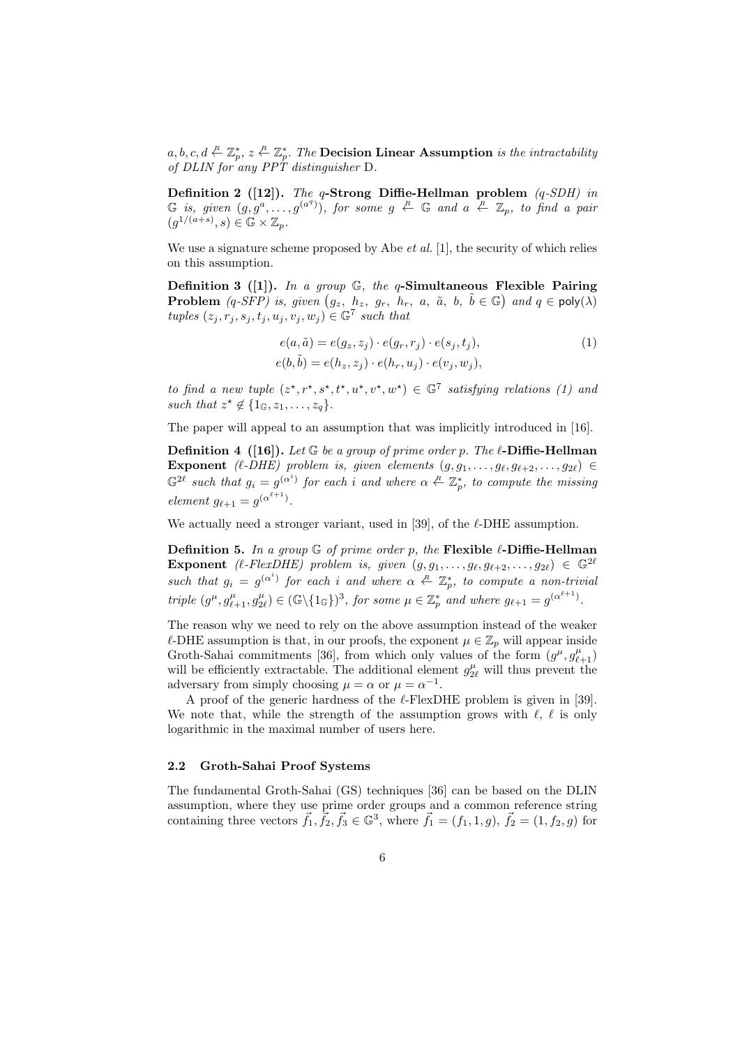$a, b, c, d \stackrel{R}{\leftarrow} \mathbb{Z}_p^*$, $z \stackrel{R}{\leftarrow} \mathbb{Z}_p^*$. *The* **Decision Linear Assumption** *is the intractability of DLIN for any PPT distinguisher* D.

**Definition 2 ([12]).** *The* $q$**-Strong Diffie-Hellman problem** *($q$-SDH) in* $\mathbb{G}$ *is, given* $(g, g^a, \ldots, g^{(a^q)})$*, for some* $g \stackrel{R}{\leftarrow} \mathbb{G}$ *and* $a \stackrel{R}{\leftarrow} \mathbb{Z}_p$*, to find a pair* $(g^{1/(a+s)}, s) \in \mathbb{G} \times \mathbb{Z}_p$.

We use a signature scheme proposed by Abe *et al.* [1], the security of which relies on this assumption.

**Definition 3 ([1]).** *In a group* $\mathbb{G}$*, the* $q$**-Simultaneous Flexible Pairing Problem** *($q$-SFP) is, given* $\left(g_z,\ h_z,\ g_r,\ h_r,\ a,\ \tilde{a},\ b,\ \tilde{b} \in \mathbb{G}\right)$ *and* $q \in \mathsf{poly}(\lambda)$ *tuples* $(z_j, r_j, s_j, t_j, u_j, v_j, w_j) \in \mathbb{G}^7$ *such that*

$$e(a, \tilde{a}) = e(g_z, z_j) \cdot e(g_r, r_j) \cdot e(s_j, t_j), \qquad (1)$$
$$e(b, \tilde{b}) = e(h_z, z_j) \cdot e(h_r, u_j) \cdot e(v_j, w_j),$$

*to find a new tuple* $(z^\star, r^\star, s^\star, t^\star, u^\star, v^\star, w^\star) \in \mathbb{G}^7$ *satisfying relations (1) and such that* $z^\star \notin \{1_{\mathbb{G}}, z_1, \ldots, z_q\}$.

The paper will appeal to an assumption that was implicitly introduced in [16].

**Definition 4 ([16]).** *Let* $\mathbb{G}$ *be a group of prime order* $p$*. The* $\ell$**-Diffie-Hellman Exponent** *($\ell$-DHE) problem is, given elements* $(g, g_1, \ldots, g_\ell, g_{\ell+2}, \ldots, g_{2\ell}) \in \mathbb{G}^{2\ell}$ *such that* $g_i = g^{(\alpha^i)}$ *for each* $i$ *and where* $\alpha \stackrel{R}{\leftarrow} \mathbb{Z}_p^*$*, to compute the missing element* $g_{\ell+1} = g^{(\alpha^{\ell+1})}$.

We actually need a stronger variant, used in [39], of the $\ell$-DHE assumption.

**Definition 5.** *In a group* $\mathbb{G}$ *of prime order* $p$*, the* **Flexible** $\ell$**-Diffie-Hellman Exponent** *($\ell$-FlexDHE) problem is, given* $(g, g_1, \ldots, g_\ell, g_{\ell+2}, \ldots, g_{2\ell}) \in \mathbb{G}^{2\ell}$ *such that* $g_i = g^{(\alpha^i)}$ *for each* $i$ *and where* $\alpha \stackrel{R}{\leftarrow} \mathbb{Z}_p^*$*, to compute a non-trivial triple* $(g^\mu, g_{\ell+1}^\mu, g_{2\ell}^\mu) \in (\mathbb{G}\backslash\{1_{\mathbb{G}}\})^3$*, for some* $\mu \in \mathbb{Z}_p^*$ *and where* $g_{\ell+1} = g^{(\alpha^{\ell+1})}$.

The reason why we need to rely on the above assumption instead of the weaker $\ell$-DHE assumption is that, in our proofs, the exponent $\mu \in \mathbb{Z}_p$ will appear inside Groth-Sahai commitments [36], from which only values of the form $(g^\mu, g_{\ell+1}^\mu)$ will be efficiently extractable. The additional element $g_{2\ell}^\mu$ will thus prevent the adversary from simply choosing $\mu = \alpha$ or $\mu = \alpha^{-1}$.

A proof of the generic hardness of the $\ell$-FlexDHE problem is given in [39]. We note that, while the strength of the assumption grows with $\ell$, $\ell$ is only logarithmic in the maximal number of users here.

### 2.2 Groth-Sahai Proof Systems

The fundamental Groth-Sahai (GS) techniques [36] can be based on the DLIN assumption, where they use prime order groups and a common reference string containing three vectors $\vec{f}_1, \vec{f}_2, \vec{f}_3 \in \mathbb{G}^3$, where $\vec{f}_1 = (f_1, 1, g)$, $\vec{f}_2 = (1, f_2, g)$ for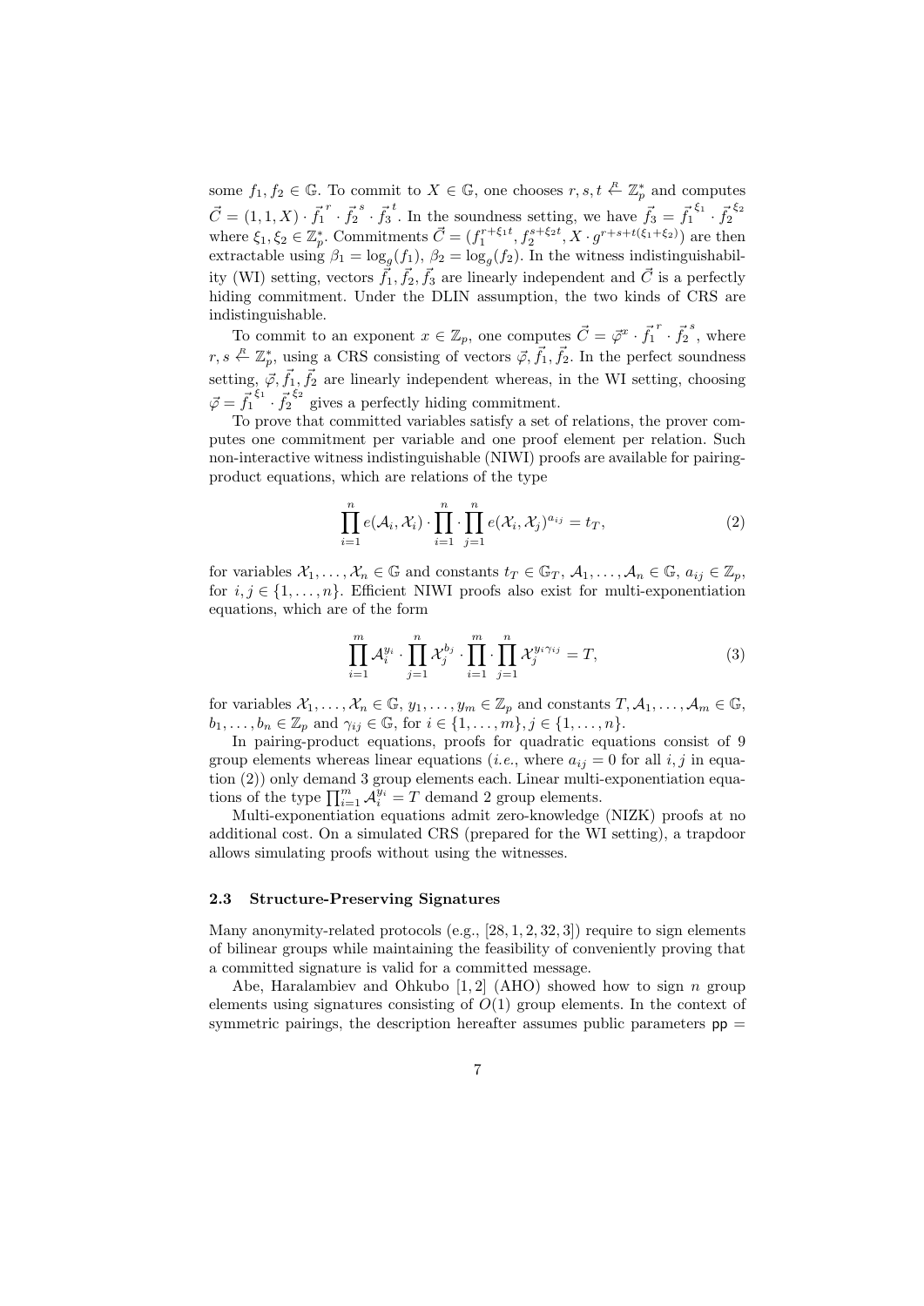some $f_1, f_2 \in \mathbb{G}$. To commit to $X \in \mathbb{G}$, one chooses $r, s, t \stackrel{R}{\leftarrow} \mathbb{Z}_p^*$ and computes $\vec{C} = (1, 1, X) \cdot \vec{f_1}^r \cdot \vec{f_2}^s \cdot \vec{f_3}^t$. In the soundness setting, we have $\vec{f_3} = \vec{f_1}^{\xi_1} \cdot \vec{f_2}^{\xi_2}$ where $\xi_1, \xi_2 \in \mathbb{Z}_p^*$. Commitments $\vec{C} = (f_1^{r+\xi_1 t}, f_2^{s+\xi_2 t}, X \cdot g^{r+s+t(\xi_1+\xi_2)})$ are then extractable using $\beta_1 = \log_g(f_1)$, $\beta_2 = \log_g(f_2)$. In the witness indistinguishability (WI) setting, vectors $\vec{f_1}, \vec{f_2}, \vec{f_3}$ are linearly independent and $\vec{C}$ is a perfectly hiding commitment. Under the DLIN assumption, the two kinds of CRS are indistinguishable.

To commit to an exponent $x \in \mathbb{Z}_p$, one computes $\vec{C} = \vec{\varphi}^x \cdot \vec{f_1}^r \cdot \vec{f_2}^s$, where $r, s \stackrel{R}{\leftarrow} \mathbb{Z}_p^*$, using a CRS consisting of vectors $\vec{\varphi}, \vec{f_1}, \vec{f_2}$. In the perfect soundness setting, $\vec{\varphi}, \vec{f_1}, \vec{f_2}$ are linearly independent whereas, in the WI setting, choosing $\vec{\varphi} = \vec{f_1}^{\xi_1} \cdot \vec{f_2}^{\xi_2}$ gives a perfectly hiding commitment.

To prove that committed variables satisfy a set of relations, the prover computes one commitment per variable and one proof element per relation. Such non-interactive witness indistinguishable (NIWI) proofs are available for pairing-product equations, which are relations of the type

$$\prod_{i=1}^{n} e(\mathcal{A}_i, \mathcal{X}_i) \cdot \prod_{i=1}^{n} \cdot \prod_{j=1}^{n} e(\mathcal{X}_i, \mathcal{X}_j)^{a_{ij}} = t_T, \tag{2}$$

for variables $\mathcal{X}_1, \ldots, \mathcal{X}_n \in \mathbb{G}$ and constants $t_T \in \mathbb{G}_T$, $\mathcal{A}_1, \ldots, \mathcal{A}_n \in \mathbb{G}$, $a_{ij} \in \mathbb{Z}_p$, for $i, j \in \{1, \ldots, n\}$. Efficient NIWI proofs also exist for multi-exponentiation equations, which are of the form

$$\prod_{i=1}^{m} \mathcal{A}_i^{y_i} \cdot \prod_{j=1}^{n} \mathcal{X}_j^{b_j} \cdot \prod_{i=1}^{m} \cdot \prod_{j=1}^{n} \mathcal{X}_j^{y_i \gamma_{ij}} = T, \tag{3}$$

for variables $\mathcal{X}_1, \ldots, \mathcal{X}_n \in \mathbb{G}$, $y_1, \ldots, y_m \in \mathbb{Z}_p$ and constants $T, \mathcal{A}_1, \ldots, \mathcal{A}_m \in \mathbb{G}$, $b_1, \ldots, b_n \in \mathbb{Z}_p$ and $\gamma_{ij} \in \mathbb{G}$, for $i \in \{1, \ldots, m\}, j \in \{1, \ldots, n\}$.

In pairing-product equations, proofs for quadratic equations consist of 9 group elements whereas linear equations (*i.e.*, where $a_{ij} = 0$ for all $i, j$ in equation (2)) only demand 3 group elements each. Linear multi-exponentiation equations of the type $\prod_{i=1}^{m} \mathcal{A}_i^{y_i} = T$ demand 2 group elements.

Multi-exponentiation equations admit zero-knowledge (NIZK) proofs at no additional cost. On a simulated CRS (prepared for the WI setting), a trapdoor allows simulating proofs without using the witnesses.

### 2.3 Structure-Preserving Signatures

Many anonymity-related protocols (e.g., [28, 1, 2, 32, 3]) require to sign elements of bilinear groups while maintaining the feasibility of conveniently proving that a committed signature is valid for a committed message.

Abe, Haralambiev and Ohkubo [1, 2] (AHO) showed how to sign $n$ group elements using signatures consisting of $O(1)$ group elements. In the context of symmetric pairings, the description hereafter assumes public parameters $\mathsf{pp} =$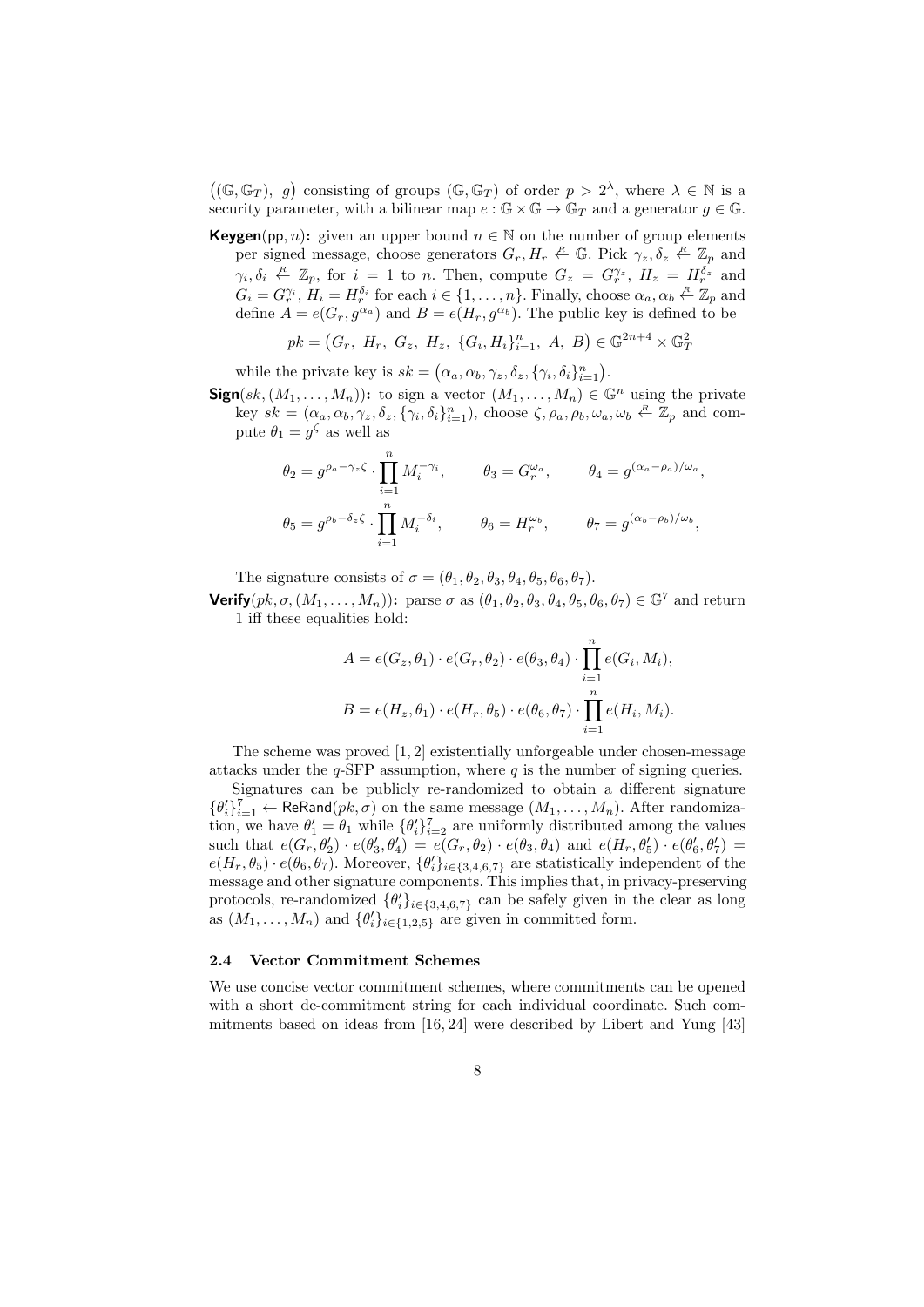$\big((\mathbb{G}, \mathbb{G}_T),\ g\big)$ consisting of groups $(\mathbb{G}, \mathbb{G}_T)$ of order $p > 2^\lambda$, where $\lambda \in \mathbb{N}$ is a security parameter, with a bilinear map $e : \mathbb{G} \times \mathbb{G} \to \mathbb{G}_T$ and a generator $g \in \mathbb{G}$.

**Keygen**$(\mathsf{pp}, n)$**:** given an upper bound $n \in \mathbb{N}$ on the number of group elements per signed message, choose generators $G_r, H_r \stackrel{R}{\leftarrow} \mathbb{G}$. Pick $\gamma_z, \delta_z \stackrel{R}{\leftarrow} \mathbb{Z}_p$ and $\gamma_i, \delta_i \stackrel{R}{\leftarrow} \mathbb{Z}_p$, for $i = 1$ to $n$. Then, compute $G_z = G_r^{\gamma_z}$, $H_z = H_r^{\delta_z}$ and $G_i = G_r^{\gamma_i}$, $H_i = H_r^{\delta_i}$ for each $i \in \{1, \ldots, n\}$. Finally, choose $\alpha_a, \alpha_b \stackrel{R}{\leftarrow} \mathbb{Z}_p$ and define $A = e(G_r, g^{\alpha_a})$ and $B = e(H_r, g^{\alpha_b})$. The public key is defined to be

$$pk = \big(G_r,\ H_r,\ G_z,\ H_z,\ \{G_i, H_i\}_{i=1}^n,\ A,\ B\big) \in \mathbb{G}^{2n+4} \times \mathbb{G}_T^2$$

while the private key is $sk = \big(\alpha_a, \alpha_b, \gamma_z, \delta_z, \{\gamma_i, \delta_i\}_{i=1}^n\big)$.

**Sign**$(sk, (M_1, \ldots, M_n))$**:** to sign a vector $(M_1, \ldots, M_n) \in \mathbb{G}^n$ using the private key $sk = (\alpha_a, \alpha_b, \gamma_z, \delta_z, \{\gamma_i, \delta_i\}_{i=1}^n)$, choose $\zeta, \rho_a, \rho_b, \omega_a, \omega_b \stackrel{R}{\leftarrow} \mathbb{Z}_p$ and compute $\theta_1 = g^\zeta$ as well as

$$\theta_2 = g^{\rho_a - \gamma_z \zeta} \cdot \prod_{i=1}^n M_i^{-\gamma_i}, \qquad \theta_3 = G_r^{\omega_a}, \qquad \theta_4 = g^{(\alpha_a - \rho_a)/\omega_a},$$

$$\theta_5 = g^{\rho_b - \delta_z \zeta} \cdot \prod_{i=1}^n M_i^{-\delta_i}, \qquad \theta_6 = H_r^{\omega_b}, \qquad \theta_7 = g^{(\alpha_b - \rho_b)/\omega_b},$$

The signature consists of $\sigma = (\theta_1, \theta_2, \theta_3, \theta_4, \theta_5, \theta_6, \theta_7)$.

**Verify**$(pk, \sigma, (M_1, \ldots, M_n))$**:** parse $\sigma$ as $(\theta_1, \theta_2, \theta_3, \theta_4, \theta_5, \theta_6, \theta_7) \in \mathbb{G}^7$ and return 1 iff these equalities hold:

$$A = e(G_z, \theta_1) \cdot e(G_r, \theta_2) \cdot e(\theta_3, \theta_4) \cdot \prod_{i=1}^n e(G_i, M_i),$$

$$B = e(H_z, \theta_1) \cdot e(H_r, \theta_5) \cdot e(\theta_6, \theta_7) \cdot \prod_{i=1}^n e(H_i, M_i).$$

The scheme was proved [1, 2] existentially unforgeable under chosen-message attacks under the $q$-SFP assumption, where $q$ is the number of signing queries.

Signatures can be publicly re-randomized to obtain a different signature $\{\theta_i'\}_{i=1}^7 \leftarrow \mathsf{ReRand}(pk, \sigma)$ on the same message $(M_1, \ldots, M_n)$. After randomization, we have $\theta_1' = \theta_1$ while $\{\theta_i'\}_{i=2}^7$ are uniformly distributed among the values such that $e(G_r, \theta_2') \cdot e(\theta_3', \theta_4') = e(G_r, \theta_2) \cdot e(\theta_3, \theta_4)$ and $e(H_r, \theta_5') \cdot e(\theta_6', \theta_7') = e(H_r, \theta_5) \cdot e(\theta_6, \theta_7)$. Moreover, $\{\theta_i'\}_{i \in \{3,4,6,7\}}$ are statistically independent of the message and other signature components. This implies that, in privacy-preserving protocols, re-randomized $\{\theta_i'\}_{i \in \{3,4,6,7\}}$ can be safely given in the clear as long as $(M_1, \ldots, M_n)$ and $\{\theta_i'\}_{i \in \{1,2,5\}}$ are given in committed form.

### 2.4 Vector Commitment Schemes

We use concise vector commitment schemes, where commitments can be opened with a short de-commitment string for each individual coordinate. Such commitments based on ideas from [16, 24] were described by Libert and Yung [43]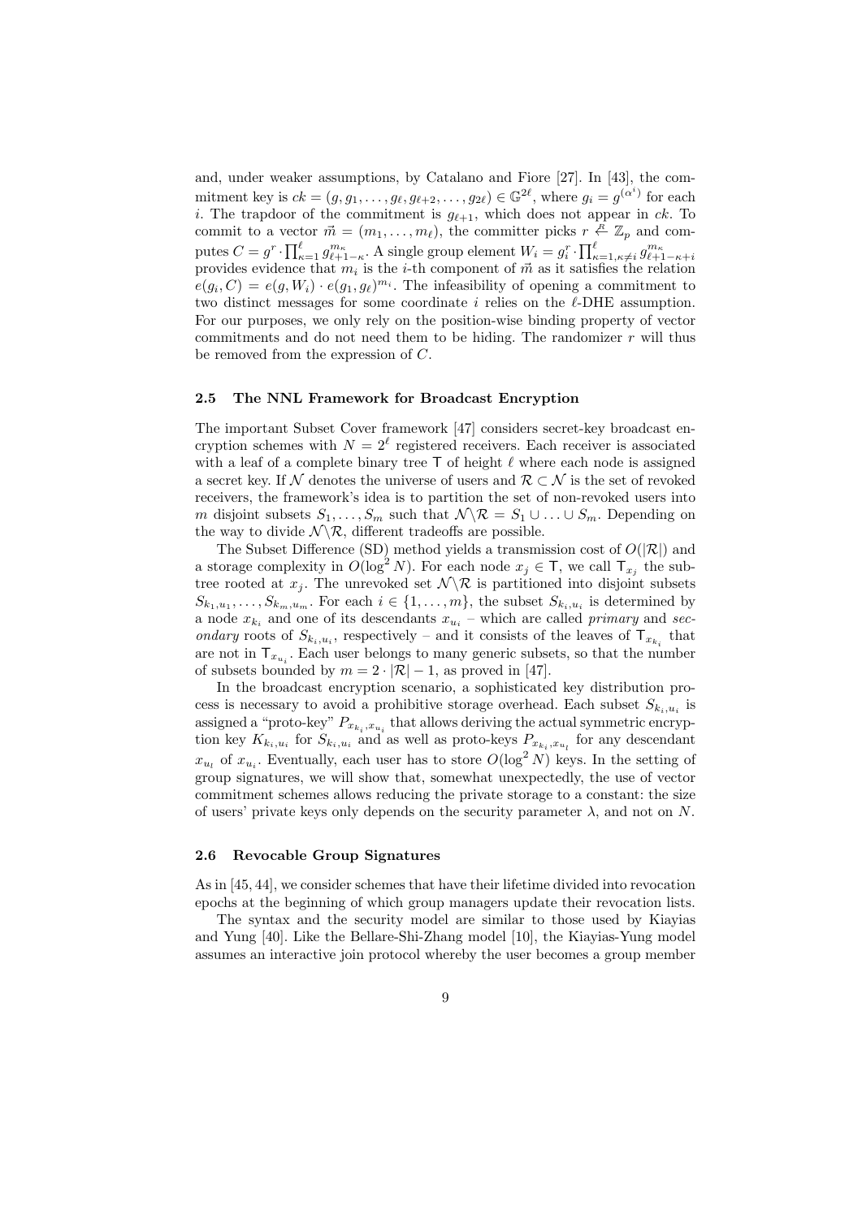and, under weaker assumptions, by Catalano and Fiore [27]. In [43], the commitment key is $ck = (g, g_1, \ldots, g_\ell, g_{\ell+2}, \ldots, g_{2\ell}) \in \mathbb{G}^{2\ell}$, where $g_i = g^{(\alpha^i)}$ for each $i$. The trapdoor of the commitment is $g_{\ell+1}$, which does not appear in $ck$. To commit to a vector $\vec{m} = (m_1, \ldots, m_\ell)$, the committer picks $r \stackrel{R}{\leftarrow} \mathbb{Z}_p$ and computes $C = g^r \cdot \prod_{\kappa=1}^{\ell} g_{\ell+1-\kappa}^{m_\kappa}$. A single group element $W_i = g_i^r \cdot \prod_{\kappa=1,\kappa\neq i}^{\ell} g_{\ell+1-\kappa+i}^{m_\kappa}$ provides evidence that $m_i$ is the $i$-th component of $\vec{m}$ as it satisfies the relation $e(g_i, C) = e(g, W_i) \cdot e(g_1, g_\ell)^{m_i}$. The infeasibility of opening a commitment to two distinct messages for some coordinate $i$ relies on the $\ell$-DHE assumption. For our purposes, we only rely on the position-wise binding property of vector commitments and do not need them to be hiding. The randomizer $r$ will thus be removed from the expression of $C$.

### 2.5 The NNL Framework for Broadcast Encryption

The important Subset Cover framework [47] considers secret-key broadcast encryption schemes with $N = 2^\ell$ registered receivers. Each receiver is associated with a leaf of a complete binary tree $\mathsf{T}$ of height $\ell$ where each node is assigned a secret key. If $\mathcal{N}$ denotes the universe of users and $\mathcal{R} \subset \mathcal{N}$ is the set of revoked receivers, the framework's idea is to partition the set of non-revoked users into $m$ disjoint subsets $S_1, \ldots, S_m$ such that $\mathcal{N} \backslash \mathcal{R} = S_1 \cup \ldots \cup S_m$. Depending on the way to divide $\mathcal{N} \backslash \mathcal{R}$, different tradeoffs are possible.

The Subset Difference (SD) method yields a transmission cost of $O(|\mathcal{R}|)$ and a storage complexity in $O(\log^2 N)$. For each node $x_j \in \mathsf{T}$, we call $\mathsf{T}_{x_j}$ the subtree rooted at $x_j$. The unrevoked set $\mathcal{N} \backslash \mathcal{R}$ is partitioned into disjoint subsets $S_{k_1,u_1}, \ldots, S_{k_m,u_m}$. For each $i \in \{1, \ldots, m\}$, the subset $S_{k_i,u_i}$ is determined by a node $x_{k_i}$ and one of its descendants $x_{u_i}$ – which are called *primary* and *secondary* roots of $S_{k_i,u_i}$, respectively – and it consists of the leaves of $\mathsf{T}_{x_{k_i}}$ that are not in $\mathsf{T}_{x_{u_i}}$. Each user belongs to many generic subsets, so that the number of subsets bounded by $m = 2 \cdot |\mathcal{R}| - 1$, as proved in [47].

In the broadcast encryption scenario, a sophisticated key distribution process is necessary to avoid a prohibitive storage overhead. Each subset $S_{k_i,u_i}$ is assigned a "proto-key" $P_{x_{k_i},x_{u_i}}$ that allows deriving the actual symmetric encryption key $K_{k_i,u_i}$ for $S_{k_i,u_i}$ and as well as proto-keys $P_{x_{k_i},x_{u_l}}$ for any descendant $x_{u_l}$ of $x_{u_i}$. Eventually, each user has to store $O(\log^2 N)$ keys. In the setting of group signatures, we will show that, somewhat unexpectedly, the use of vector commitment schemes allows reducing the private storage to a constant: the size of users' private keys only depends on the security parameter $\lambda$, and not on $N$.

### 2.6 Revocable Group Signatures

As in [45, 44], we consider schemes that have their lifetime divided into revocation epochs at the beginning of which group managers update their revocation lists.

The syntax and the security model are similar to those used by Kiayias and Yung [40]. Like the Bellare-Shi-Zhang model [10], the Kiayias-Yung model assumes an interactive join protocol whereby the user becomes a group member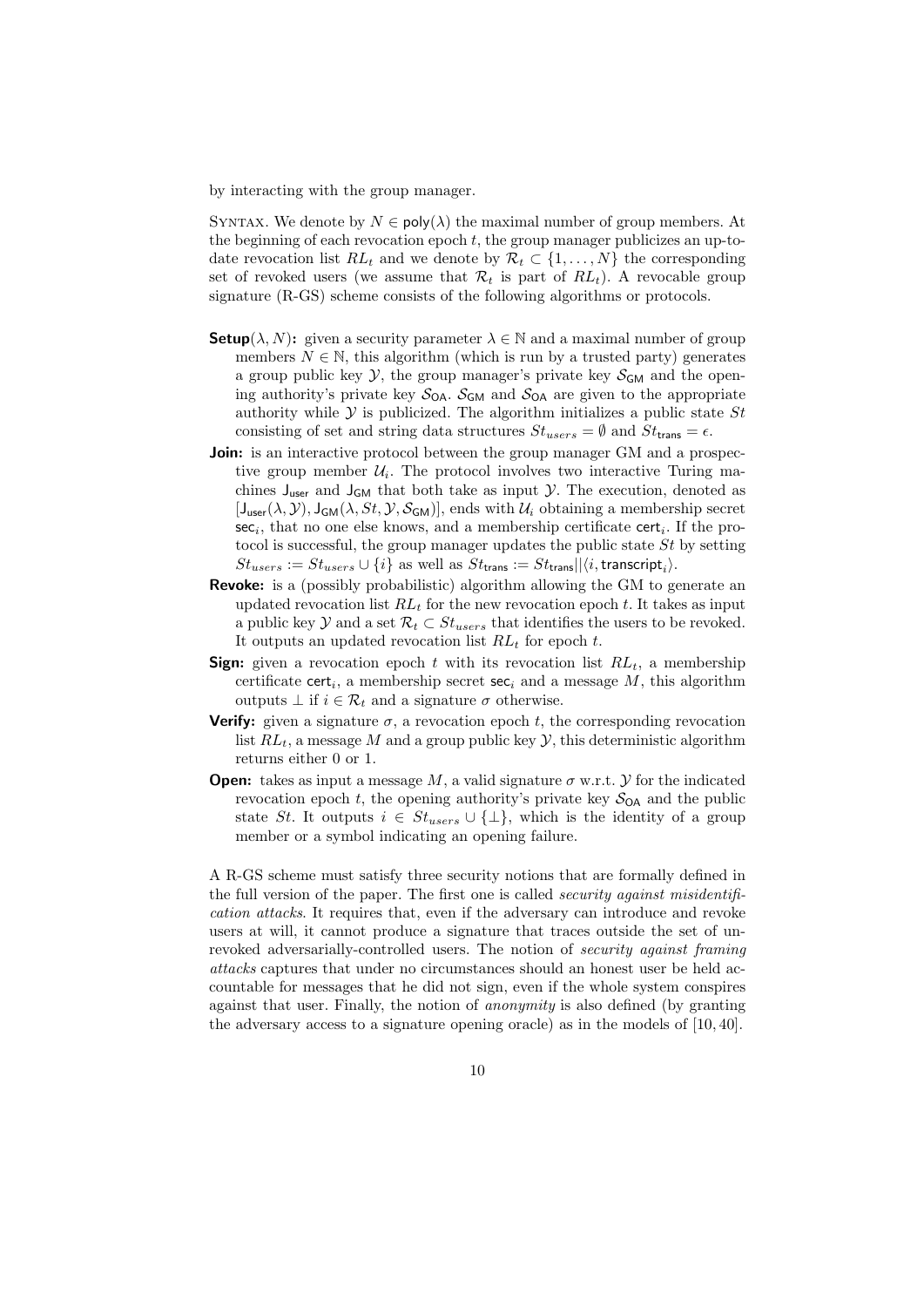by interacting with the group manager.

Syntax. We denote by $N \in \mathsf{poly}(\lambda)$ the maximal number of group members. At the beginning of each revocation epoch $t$, the group manager publicizes an up-to-date revocation list $RL_t$ and we denote by $\mathcal{R}_t \subset \{1, \ldots, N\}$ the corresponding set of revoked users (we assume that $\mathcal{R}_t$ is part of $RL_t$). A revocable group signature (R-GS) scheme consists of the following algorithms or protocols.

- **Setup**$(\lambda, N)$**:** given a security parameter $\lambda \in \mathbb{N}$ and a maximal number of group members $N \in \mathbb{N}$, this algorithm (which is run by a trusted party) generates a group public key $\mathcal{Y}$, the group manager's private key $\mathcal{S}_{\mathsf{GM}}$ and the opening authority's private key $\mathcal{S}_{\mathsf{OA}}$. $\mathcal{S}_{\mathsf{GM}}$ and $\mathcal{S}_{\mathsf{OA}}$ are given to the appropriate authority while $\mathcal{Y}$ is publicized. The algorithm initializes a public state $St$ consisting of set and string data structures $St_{users} = \emptyset$ and $St_{\mathsf{trans}} = \epsilon$.
- **Join:** is an interactive protocol between the group manager GM and a prospective group member $\mathcal{U}_i$. The protocol involves two interactive Turing machines $\mathsf{J}_{\mathsf{user}}$ and $\mathsf{J}_{\mathsf{GM}}$ that both take as input $\mathcal{Y}$. The execution, denoted as $[\mathsf{J}_{\mathsf{user}}(\lambda, \mathcal{Y}), \mathsf{J}_{\mathsf{GM}}(\lambda, St, \mathcal{Y}, \mathcal{S}_{\mathsf{GM}})]$, ends with $\mathcal{U}_i$ obtaining a membership secret $\mathsf{sec}_i$, that no one else knows, and a membership certificate $\mathsf{cert}_i$. If the protocol is successful, the group manager updates the public state $St$ by setting $St_{users} := St_{users} \cup \{i\}$ as well as $St_{\mathsf{trans}} := St_{\mathsf{trans}} || \langle i, \mathsf{transcript}_i \rangle$.
- **Revoke:** is a (possibly probabilistic) algorithm allowing the GM to generate an updated revocation list $RL_t$ for the new revocation epoch $t$. It takes as input a public key $\mathcal{Y}$ and a set $\mathcal{R}_t \subset St_{users}$ that identifies the users to be revoked. It outputs an updated revocation list $RL_t$ for epoch $t$.
- **Sign:** given a revocation epoch $t$ with its revocation list $RL_t$, a membership certificate $\mathsf{cert}_i$, a membership secret $\mathsf{sec}_i$ and a message $M$, this algorithm outputs $\perp$ if $i \in \mathcal{R}_t$ and a signature $\sigma$ otherwise.
- **Verify:** given a signature $\sigma$, a revocation epoch $t$, the corresponding revocation list $RL_t$, a message $M$ and a group public key $\mathcal{Y}$, this deterministic algorithm returns either 0 or 1.
- **Open:** takes as input a message $M$, a valid signature $\sigma$ w.r.t. $\mathcal{Y}$ for the indicated revocation epoch $t$, the opening authority's private key $\mathcal{S}_{\mathsf{OA}}$ and the public state $St$. It outputs $i \in St_{users} \cup \{\perp\}$, which is the identity of a group member or a symbol indicating an opening failure.

A R-GS scheme must satisfy three security notions that are formally defined in the full version of the paper. The first one is called *security against misidentification attacks*. It requires that, even if the adversary can introduce and revoke users at will, it cannot produce a signature that traces outside the set of unrevoked adversarially-controlled users. The notion of *security against framing attacks* captures that under no circumstances should an honest user be held accountable for messages that he did not sign, even if the whole system conspires against that user. Finally, the notion of *anonymity* is also defined (by granting the adversary access to a signature opening oracle) as in the models of [10, 40].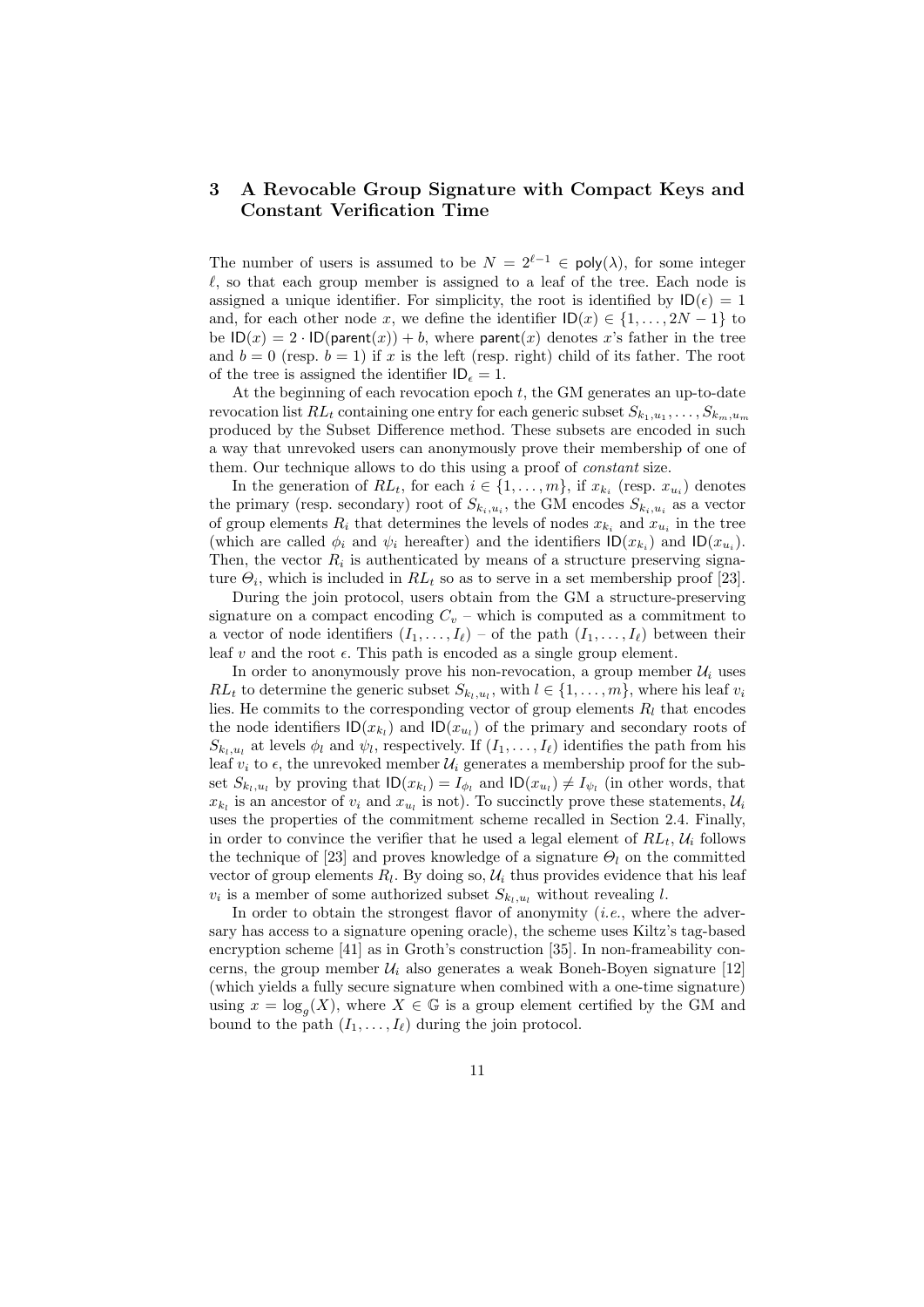## 3 A Revocable Group Signature with Compact Keys and Constant Verification Time

The number of users is assumed to be $N = 2^{\ell-1} \in \mathsf{poly}(\lambda)$, for some integer $\ell$, so that each group member is assigned to a leaf of the tree. Each node is assigned a unique identifier. For simplicity, the root is identified by $\mathsf{ID}(\epsilon) = 1$ and, for each other node $x$, we define the identifier $\mathsf{ID}(x) \in \{1, \ldots, 2N-1\}$ to be $\mathsf{ID}(x) = 2 \cdot \mathsf{ID}(\mathsf{parent}(x)) + b$, where $\mathsf{parent}(x)$ denotes $x$'s father in the tree and $b = 0$ (resp. $b = 1$) if $x$ is the left (resp. right) child of its father. The root of the tree is assigned the identifier $\mathsf{ID}_\epsilon = 1$.

At the beginning of each revocation epoch $t$, the GM generates an up-to-date revocation list $RL_t$ containing one entry for each generic subset $S_{k_1,u_1}, \ldots, S_{k_m,u_m}$ produced by the Subset Difference method. These subsets are encoded in such a way that unrevoked users can anonymously prove their membership of one of them. Our technique allows to do this using a proof of *constant* size.

In the generation of $RL_t$, for each $i \in \{1, \ldots, m\}$, if $x_{k_i}$ (resp. $x_{u_i}$) denotes the primary (resp. secondary) root of $S_{k_i,u_i}$, the GM encodes $S_{k_i,u_i}$ as a vector of group elements $R_i$ that determines the levels of nodes $x_{k_i}$ and $x_{u_i}$ in the tree (which are called $\phi_i$ and $\psi_i$ hereafter) and the identifiers $\mathsf{ID}(x_{k_i})$ and $\mathsf{ID}(x_{u_i})$. Then, the vector $R_i$ is authenticated by means of a structure preserving signature $\Theta_i$, which is included in $RL_t$ so as to serve in a set membership proof [23].

During the join protocol, users obtain from the GM a structure-preserving signature on a compact encoding $C_v$ – which is computed as a commitment to a vector of node identifiers $(I_1, \ldots, I_\ell)$ – of the path $(I_1, \ldots, I_\ell)$ between their leaf $v$ and the root $\epsilon$. This path is encoded as a single group element.

In order to anonymously prove his non-revocation, a group member $\mathcal{U}_i$ uses $RL_t$ to determine the generic subset $S_{k_l,u_l}$, with $l \in \{1, \ldots, m\}$, where his leaf $v_i$ lies. He commits to the corresponding vector of group elements $R_l$ that encodes the node identifiers $\mathsf{ID}(x_{k_l})$ and $\mathsf{ID}(x_{u_l})$ of the primary and secondary roots of $S_{k_l,u_l}$ at levels $\phi_l$ and $\psi_l$, respectively. If $(I_1, \ldots, I_\ell)$ identifies the path from his leaf $v_i$ to $\epsilon$, the unrevoked member $\mathcal{U}_i$ generates a membership proof for the subset $S_{k_l,u_l}$ by proving that $\mathsf{ID}(x_{k_l}) = I_{\phi_l}$ and $\mathsf{ID}(x_{u_l}) \neq I_{\psi_l}$ (in other words, that $x_{k_l}$ is an ancestor of $v_i$ and $x_{u_l}$ is not). To succinctly prove these statements, $\mathcal{U}_i$ uses the properties of the commitment scheme recalled in Section 2.4. Finally, in order to convince the verifier that he used a legal element of $RL_t$, $\mathcal{U}_i$ follows the technique of [23] and proves knowledge of a signature $\Theta_l$ on the committed vector of group elements $R_l$. By doing so, $\mathcal{U}_i$ thus provides evidence that his leaf $v_i$ is a member of some authorized subset $S_{k_l,u_l}$ without revealing $l$.

In order to obtain the strongest flavor of anonymity (*i.e.*, where the adversary has access to a signature opening oracle), the scheme uses Kiltz's tag-based encryption scheme [41] as in Groth's construction [35]. In non-frameability concerns, the group member $\mathcal{U}_i$ also generates a weak Boneh-Boyen signature [12] (which yields a fully secure signature when combined with a one-time signature) using $x = \log_g(X)$, where $X \in \mathbb{G}$ is a group element certified by the GM and bound to the path $(I_1, \ldots, I_\ell)$ during the join protocol.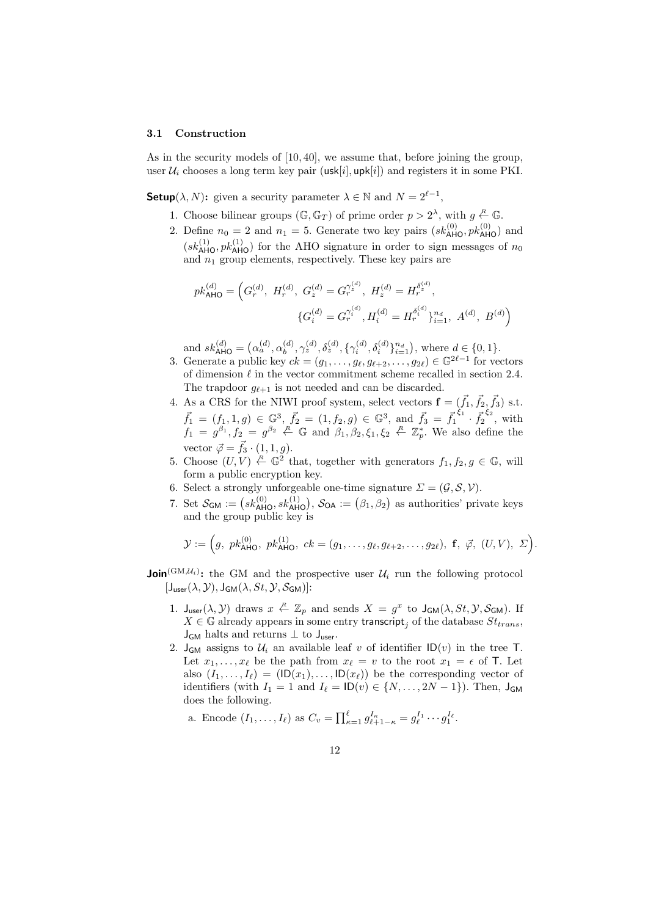### 3.1 Construction

As in the security models of [10, 40], we assume that, before joining the group, user $\mathcal{U}_i$ chooses a long term key pair $(\mathsf{usk}[i], \mathsf{upk}[i])$ and registers it in some PKI.

**Setup**$(\lambda, N)$**:** given a security parameter $\lambda \in \mathbb{N}$ and $N = 2^{\ell-1}$,

1. Choose bilinear groups $(\mathbb{G}, \mathbb{G}_T)$ of prime order $p > 2^\lambda$, with $g \stackrel{R}{\leftarrow} \mathbb{G}$.
2. Define $n_0 = 2$ and $n_1 = 5$. Generate two key pairs $(sk_{\mathsf{AHO}}^{(0)}, pk_{\mathsf{AHO}}^{(0)})$ and $(sk_{\mathsf{AHO}}^{(1)}, pk_{\mathsf{AHO}}^{(1)})$ for the AHO signature in order to sign messages of $n_0$ and $n_1$ group elements, respectively. These key pairs are

$$pk_{\mathsf{AHO}}^{(d)} = \Big( G_r^{(d)},\ H_r^{(d)},\ G_z^{(d)} = G_r^{\gamma_z^{(d)}},\ H_z^{(d)} = H_r^{\delta_z^{(d)}},$$
$$\{G_i^{(d)} = G_r^{\gamma_i^{(d)}}, H_i^{(d)} = H_r^{\delta_i^{(d)}}\}_{i=1}^{n_d},\ A^{(d)},\ B^{(d)}\Big)$$

   and $sk_{\mathsf{AHO}}^{(d)} = \big(\alpha_a^{(d)}, \alpha_b^{(d)}, \gamma_z^{(d)}, \delta_z^{(d)}, \{\gamma_i^{(d)}, \delta_i^{(d)}\}_{i=1}^{n_d}\big)$, where $d \in \{0, 1\}$.
3. Generate a public key $ck = (g_1, \ldots, g_\ell, g_{\ell+2}, \ldots, g_{2\ell}) \in \mathbb{G}^{2\ell-1}$ for vectors of dimension $\ell$ in the vector commitment scheme recalled in section 2.4. The trapdoor $g_{\ell+1}$ is not needed and can be discarded.
4. As a CRS for the NIWI proof system, select vectors $\mathbf{f} = (\vec{f}_1, \vec{f}_2, \vec{f}_3)$ s.t. $\vec{f}_1 = (f_1, 1, g) \in \mathbb{G}^3$, $\vec{f}_2 = (1, f_2, g) \in \mathbb{G}^3$, and $\vec{f}_3 = \vec{f}_1^{\,\xi_1} \cdot \vec{f}_2^{\,\xi_2}$, with $f_1 = g^{\beta_1}, f_2 = g^{\beta_2} \stackrel{R}{\leftarrow} \mathbb{G}$ and $\beta_1, \beta_2, \xi_1, \xi_2 \stackrel{R}{\leftarrow} \mathbb{Z}_p^*$. We also define the vector $\vec{\varphi} = \vec{f}_3 \cdot (1, 1, g)$.
5. Choose $(U, V) \stackrel{R}{\leftarrow} \mathbb{G}^2$ that, together with generators $f_1, f_2, g \in \mathbb{G}$, will form a public encryption key.
6. Select a strongly unforgeable one-time signature $\Sigma = (\mathcal{G}, \mathcal{S}, \mathcal{V})$.
7. Set $\mathcal{S}_{\mathsf{GM}} := \big(sk_{\mathsf{AHO}}^{(0)}, sk_{\mathsf{AHO}}^{(1)}\big)$, $\mathcal{S}_{\mathsf{OA}} := \big(\beta_1, \beta_2\big)$ as authorities' private keys and the group public key is

$$\mathcal{Y} := \Big(g,\ pk_{\mathsf{AHO}}^{(0)},\ pk_{\mathsf{AHO}}^{(1)},\ ck = (g_1, \ldots, g_\ell, g_{\ell+2}, \ldots, g_{2\ell}),\ \mathbf{f},\ \vec{\varphi},\ (U, V),\ \Sigma\Big).$$

**Join**$^{(\mathrm{GM}, \mathcal{U}_i)}$**:** the GM and the prospective user $\mathcal{U}_i$ run the following protocol $[\mathsf{J}_{\mathsf{user}}(\lambda, \mathcal{Y}), \mathsf{J}_{\mathsf{GM}}(\lambda, St, \mathcal{Y}, \mathcal{S}_{\mathsf{GM}})]$:

1. $\mathsf{J}_{\mathsf{user}}(\lambda, \mathcal{Y})$ draws $x \stackrel{R}{\leftarrow} \mathbb{Z}_p$ and sends $X = g^x$ to $\mathsf{J}_{\mathsf{GM}}(\lambda, St, \mathcal{Y}, \mathcal{S}_{\mathsf{GM}})$. If $X \in \mathbb{G}$ already appears in some entry $\mathsf{transcript}_j$ of the database $St_{trans}$, $\mathsf{J}_{\mathsf{GM}}$ halts and returns $\perp$ to $\mathsf{J}_{\mathsf{user}}$.
2. $\mathsf{J}_{\mathsf{GM}}$ assigns to $\mathcal{U}_i$ an available leaf $v$ of identifier $\mathsf{ID}(v)$ in the tree $\mathsf{T}$. Let $x_1, \ldots, x_\ell$ be the path from $x_\ell = v$ to the root $x_1 = \epsilon$ of $\mathsf{T}$. Let also $(I_1, \ldots, I_\ell) = (\mathsf{ID}(x_1), \ldots, \mathsf{ID}(x_\ell))$ be the corresponding vector of identifiers (with $I_1 = 1$ and $I_\ell = \mathsf{ID}(v) \in \{N, \ldots, 2N-1\}$). Then, $\mathsf{J}_{\mathsf{GM}}$ does the following.

   a. Encode $(I_1, \ldots, I_\ell)$ as $C_v = \prod_{\kappa=1}^{\ell} g_{\ell+1-\kappa}^{I_\kappa} = g_\ell^{I_1} \cdots g_1^{I_\ell}$.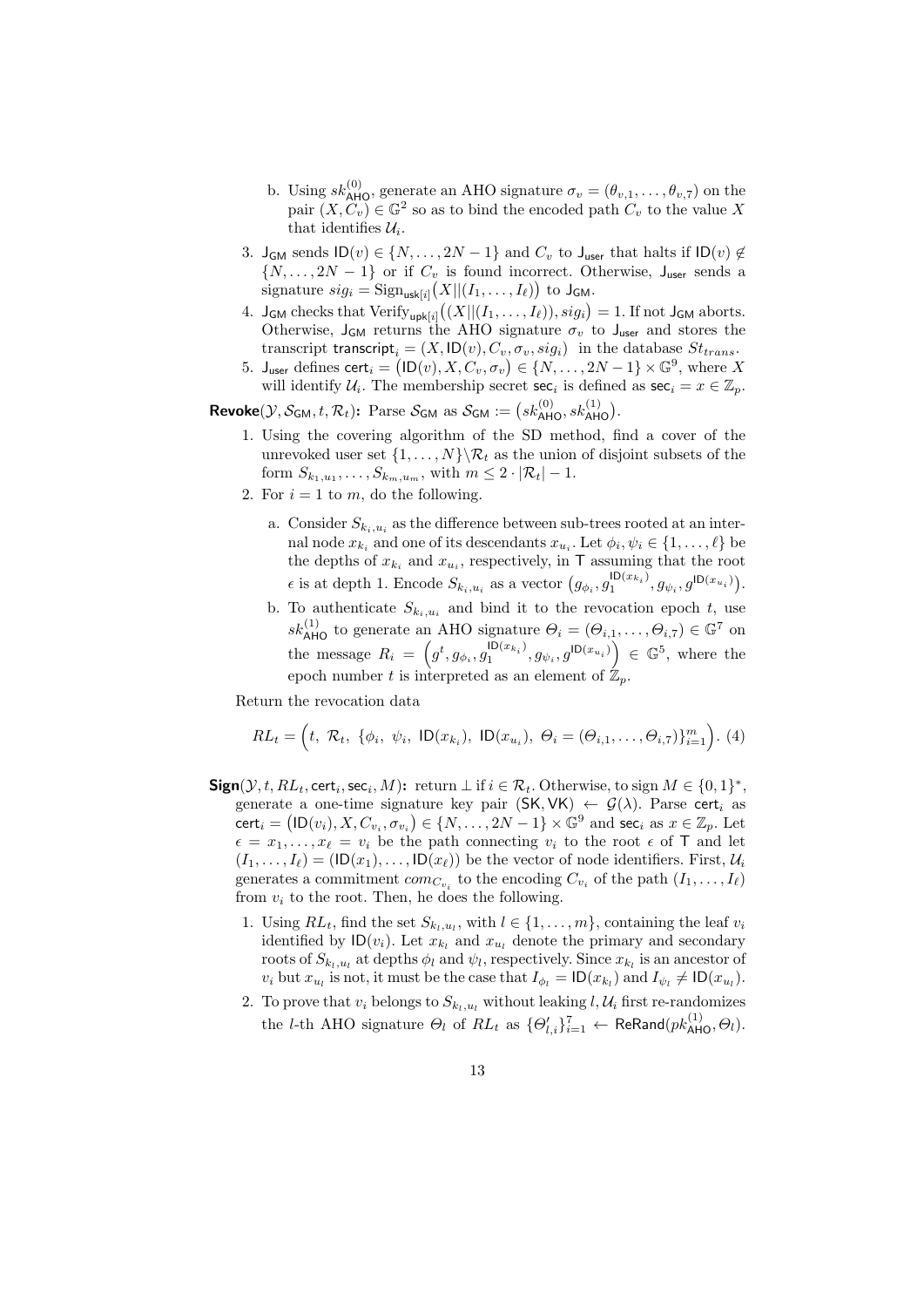b. Using $sk^{(0)}_{\mathsf{AHO}}$, generate an AHO signature $\sigma_v = (\theta_{v,1}, \ldots, \theta_{v,7})$ on the pair $(X, C_v) \in \mathbb{G}^2$ so as to bind the encoded path $C_v$ to the value $X$ that identifies $\mathcal{U}_i$.

3. $\mathsf{J}_{\mathsf{GM}}$ sends $\mathsf{ID}(v) \in \{N, \ldots, 2N-1\}$ and $C_v$ to $\mathsf{J}_{\mathsf{user}}$ that halts if $\mathsf{ID}(v) \notin \{N, \ldots, 2N-1\}$ or if $C_v$ is found incorrect. Otherwise, $\mathsf{J}_{\mathsf{user}}$ sends a signature $sig_i = \mathrm{Sign}_{\mathsf{usk}[i]}\big(X||(I_1, \ldots, I_\ell)\big)$ to $\mathsf{J}_{\mathsf{GM}}$.
4. $\mathsf{J}_{\mathsf{GM}}$ checks that $\mathrm{Verify}_{\mathsf{upk}[i]}\big((X||(I_1, \ldots, I_\ell)), sig_i\big) = 1$. If not $\mathsf{J}_{\mathsf{GM}}$ aborts. Otherwise, $\mathsf{J}_{\mathsf{GM}}$ returns the AHO signature $\sigma_v$ to $\mathsf{J}_{\mathsf{user}}$ and stores the transcript $\mathsf{transcript}_i = (X, \mathsf{ID}(v), C_v, \sigma_v, sig_i)$ in the database $St_{trans}$.
5. $\mathsf{J}_{\mathsf{user}}$ defines $\mathsf{cert}_i = \big(\mathsf{ID}(v), X, C_v, \sigma_v\big) \in \{N, \ldots, 2N-1\} \times \mathbb{G}^9$, where $X$ will identify $\mathcal{U}_i$. The membership secret $\mathsf{sec}_i$ is defined as $\mathsf{sec}_i = x \in \mathbb{Z}_p$.

**Revoke**$(\mathcal{Y}, \mathcal{S}_{\mathsf{GM}}, t, \mathcal{R}_t)$**:** Parse $\mathcal{S}_{\mathsf{GM}}$ as $\mathcal{S}_{\mathsf{GM}} := \big(sk^{(0)}_{\mathsf{AHO}}, sk^{(1)}_{\mathsf{AHO}}\big)$.

1. Using the covering algorithm of the SD method, find a cover of the unrevoked user set $\{1, \ldots, N\} \backslash \mathcal{R}_t$ as the union of disjoint subsets of the form $S_{k_1,u_1}, \ldots, S_{k_m,u_m}$, with $m \leq 2 \cdot |\mathcal{R}_t| - 1$.
2. For $i = 1$ to $m$, do the following.

   a. Consider $S_{k_i,u_i}$ as the difference between sub-trees rooted at an internal node $x_{k_i}$ and one of its descendants $x_{u_i}$. Let $\phi_i, \psi_i \in \{1, \ldots, \ell\}$ be the depths of $x_{k_i}$ and $x_{u_i}$, respectively, in $\mathsf{T}$ assuming that the root $\epsilon$ is at depth 1. Encode $S_{k_i,u_i}$ as a vector $\big(g_{\phi_i}, g_1^{\mathsf{ID}(x_{k_i})}, g_{\psi_i}, g^{\mathsf{ID}(x_{u_i})}\big)$.

   b. To authenticate $S_{k_i,u_i}$ and bind it to the revocation epoch $t$, use $sk^{(1)}_{\mathsf{AHO}}$ to generate an AHO signature $\Theta_i = (\Theta_{i,1}, \ldots, \Theta_{i,7}) \in \mathbb{G}^7$ on the message $R_i = \Big(g^t, g_{\phi_i}, g_1^{\mathsf{ID}(x_{k_i})}, g_{\psi_i}, g^{\mathsf{ID}(x_{u_i})}\Big) \in \mathbb{G}^5$, where the epoch number $t$ is interpreted as an element of $\mathbb{Z}_p$.

Return the revocation data

$$RL_t = \Big(t,\ \mathcal{R}_t,\ \{\phi_i,\ \psi_i,\ \mathsf{ID}(x_{k_i}),\ \mathsf{ID}(x_{u_i}),\ \Theta_i = (\Theta_{i,1}, \ldots, \Theta_{i,7})\}_{i=1}^m\Big). \quad (4)$$

**Sign**$(\mathcal{Y}, t, RL_t, \mathsf{cert}_i, \mathsf{sec}_i, M)$**:** return $\perp$ if $i \in \mathcal{R}_t$. Otherwise, to sign $M \in \{0,1\}^*$, generate a one-time signature key pair $(\mathsf{SK}, \mathsf{VK}) \leftarrow \mathcal{G}(\lambda)$. Parse $\mathsf{cert}_i$ as $\mathsf{cert}_i = \big(\mathsf{ID}(v_i), X, C_{v_i}, \sigma_{v_i}\big) \in \{N, \ldots, 2N-1\} \times \mathbb{G}^9$ and $\mathsf{sec}_i$ as $x \in \mathbb{Z}_p$. Let $\epsilon = x_1, \ldots, x_\ell = v_i$ be the path connecting $v_i$ to the root $\epsilon$ of $\mathsf{T}$ and let $(I_1, \ldots, I_\ell) = (\mathsf{ID}(x_1), \ldots, \mathsf{ID}(x_\ell))$ be the vector of node identifiers. First, $\mathcal{U}_i$ generates a commitment $com_{C_{v_i}}$ to the encoding $C_{v_i}$ of the path $(I_1, \ldots, I_\ell)$ from $v_i$ to the root. Then, he does the following.

1. Using $RL_t$, find the set $S_{k_l,u_l}$, with $l \in \{1, \ldots, m\}$, containing the leaf $v_i$ identified by $\mathsf{ID}(v_i)$. Let $x_{k_l}$ and $x_{u_l}$ denote the primary and secondary roots of $S_{k_l,u_l}$ at depths $\phi_l$ and $\psi_l$, respectively. Since $x_{k_l}$ is an ancestor of $v_i$ but $x_{u_l}$ is not, it must be the case that $I_{\phi_l} = \mathsf{ID}(x_{k_l})$ and $I_{\psi_l} \neq \mathsf{ID}(x_{u_l})$.
2. To prove that $v_i$ belongs to $S_{k_l,u_l}$ without leaking $l$, $\mathcal{U}_i$ first re-randomizes the $l$-th AHO signature $\Theta_l$ of $RL_t$ as $\{\Theta'_{l,i}\}_{i=1}^7 \leftarrow \mathsf{ReRand}(pk^{(1)}_{\mathsf{AHO}}, \Theta_l)$.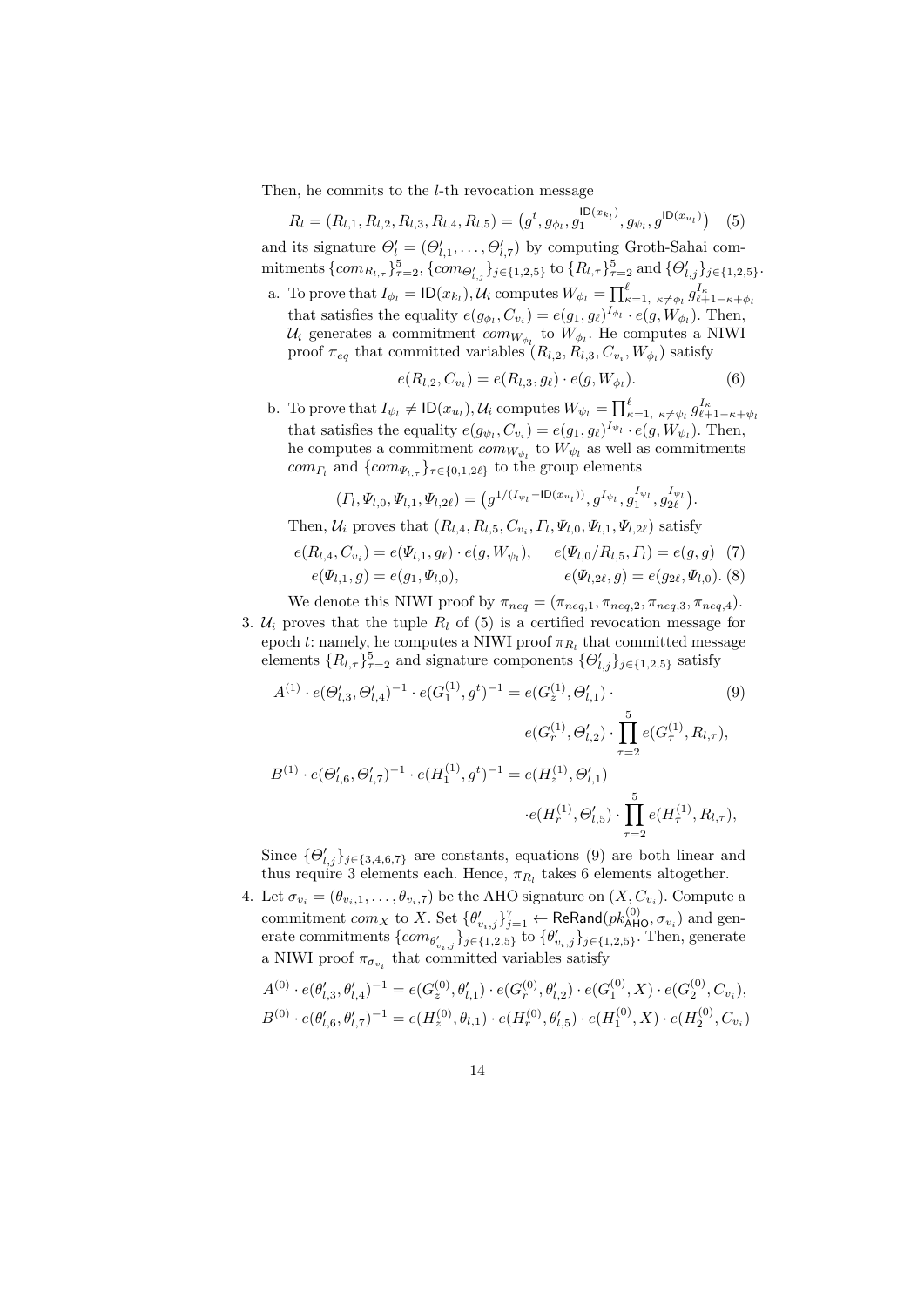Then, he commits to the $l$-th revocation message

$$R_l = (R_{l,1}, R_{l,2}, R_{l,3}, R_{l,4}, R_{l,5}) = \big(g^t, g_{\phi_l}, g_1^{\mathsf{ID}(x_{k_l})}, g_{\psi_l}, g^{\mathsf{ID}(x_{u_l})}\big) \quad (5)$$

and its signature $\Theta'_l = (\Theta'_{l,1}, \ldots, \Theta'_{l,7})$ by computing Groth-Sahai commitments $\{com_{R_{l,\tau}}\}_{\tau=2}^{5}$, $\{com_{\Theta'_{l,j}}\}_{j\in\{1,2,5\}}$ to $\{R_{l,\tau}\}_{\tau=2}^{5}$ and $\{\Theta'_{l,j}\}_{j\in\{1,2,5\}}$.

a. To prove that $I_{\phi_l} = \mathsf{ID}(x_{k_l})$, $\mathcal{U}_i$ computes $W_{\phi_l} = \prod_{\kappa=1,\ \kappa\neq\phi_l}^{\ell} g_{\ell+1-\kappa+\phi_l}^{I_\kappa}$ that satisfies the equality $e(g_{\phi_l}, C_{v_i}) = e(g_1, g_\ell)^{I_{\phi_l}} \cdot e(g, W_{\phi_l})$. Then, $\mathcal{U}_i$ generates a commitment $com_{W_{\phi_l}}$ to $W_{\phi_l}$. He computes a NIWI proof $\pi_{eq}$ that committed variables $(R_{l,2}, R_{l,3}, C_{v_i}, W_{\phi_l})$ satisfy

$$e(R_{l,2}, C_{v_i}) = e(R_{l,3}, g_\ell) \cdot e(g, W_{\phi_l}). \quad (6)$$

b. To prove that $I_{\psi_l} \neq \mathsf{ID}(x_{u_l})$, $\mathcal{U}_i$ computes $W_{\psi_l} = \prod_{\kappa=1,\ \kappa\neq\psi_l}^{\ell} g_{\ell+1-\kappa+\psi_l}^{I_\kappa}$ that satisfies the equality $e(g_{\psi_l}, C_{v_i}) = e(g_1, g_\ell)^{I_{\psi_l}} \cdot e(g, W_{\psi_l})$. Then, he computes a commitment $com_{W_{\psi_l}}$ to $W_{\psi_l}$ as well as commitments $com_{\Gamma_l}$ and $\{com_{\Psi_{l,\tau}}\}_{\tau\in\{0,1,2\ell\}}$ to the group elements

$$(\Gamma_l, \Psi_{l,0}, \Psi_{l,1}, \Psi_{l,2\ell}) = \big(g^{1/(I_{\psi_l} - \mathsf{ID}(x_{u_l}))}, g^{I_{\psi_l}}, g_1^{I_{\psi_l}}, g_{2\ell}^{I_{\psi_l}}\big).$$

Then, $\mathcal{U}_i$ proves that $(R_{l,4}, R_{l,5}, C_{v_i}, \Gamma_l, \Psi_{l,0}, \Psi_{l,1}, \Psi_{l,2\ell})$ satisfy

$$e(R_{l,4}, C_{v_i}) = e(\Psi_{l,1}, g_\ell) \cdot e(g, W_{\psi_l}), \qquad e(\Psi_{l,0}/R_{l,5}, \Gamma_l) = e(g, g) \quad (7)$$

$$e(\Psi_{l,1}, g) = e(g_1, \Psi_{l,0}), \qquad e(\Psi_{l,2\ell}, g) = e(g_{2\ell}, \Psi_{l,0}). \quad (8)$$

We denote this NIWI proof by $\pi_{neq} = (\pi_{neq,1}, \pi_{neq,2}, \pi_{neq,3}, \pi_{neq,4})$.

3. $\mathcal{U}_i$ proves that the tuple $R_l$ of (5) is a certified revocation message for epoch $t$: namely, he computes a NIWI proof $\pi_{R_l}$ that committed message elements $\{R_{l,\tau}\}_{\tau=2}^{5}$ and signature components $\{\Theta'_{l,j}\}_{j\in\{1,2,5\}}$ satisfy

$$A^{(1)} \cdot e(\Theta'_{l,3}, \Theta'_{l,4})^{-1} \cdot e(G_1^{(1)}, g^t)^{-1} = e(G_z^{(1)}, \Theta'_{l,1}) \cdot e(G_r^{(1)}, \Theta'_{l,2}) \cdot \prod_{\tau=2}^{5} e(G_\tau^{(1)}, R_{l,\tau}), \quad (9)$$

$$B^{(1)} \cdot e(\Theta'_{l,6}, \Theta'_{l,7})^{-1} \cdot e(H_1^{(1)}, g^t)^{-1} = e(H_z^{(1)}, \Theta'_{l,1}) \cdot e(H_r^{(1)}, \Theta'_{l,5}) \cdot \prod_{\tau=2}^{5} e(H_\tau^{(1)}, R_{l,\tau}),$$

Since $\{\Theta'_{l,j}\}_{j\in\{3,4,6,7\}}$ are constants, equations (9) are both linear and thus require 3 elements each. Hence, $\pi_{R_l}$ takes 6 elements altogether.

4. Let $\sigma_{v_i} = (\theta_{v_i,1}, \ldots, \theta_{v_i,7})$ be the AHO signature on $(X, C_{v_i})$. Compute a commitment $com_X$ to $X$. Set $\{\theta'_{v_i,j}\}_{j=1}^{7} \leftarrow \mathsf{ReRand}(pk_{\mathsf{AHO}}^{(0)}, \sigma_{v_i})$ and generate commitments $\{com_{\theta'_{v_i,j}}\}_{j\in\{1,2,5\}}$ to $\{\theta'_{v_i,j}\}_{j\in\{1,2,5\}}$. Then, generate a NIWI proof $\pi_{\sigma_{v_i}}$ that committed variables satisfy

$$A^{(0)} \cdot e(\theta'_{l,3}, \theta'_{l,4})^{-1} = e(G_z^{(0)}, \theta'_{l,1}) \cdot e(G_r^{(0)}, \theta'_{l,2}) \cdot e(G_1^{(0)}, X) \cdot e(G_2^{(0)}, C_{v_i}),$$

$$B^{(0)} \cdot e(\theta'_{l,6}, \theta'_{l,7})^{-1} = e(H_z^{(0)}, \theta_{l,1}) \cdot e(H_r^{(0)}, \theta'_{l,5}) \cdot e(H_1^{(0)}, X) \cdot e(H_2^{(0)}, C_{v_i})$$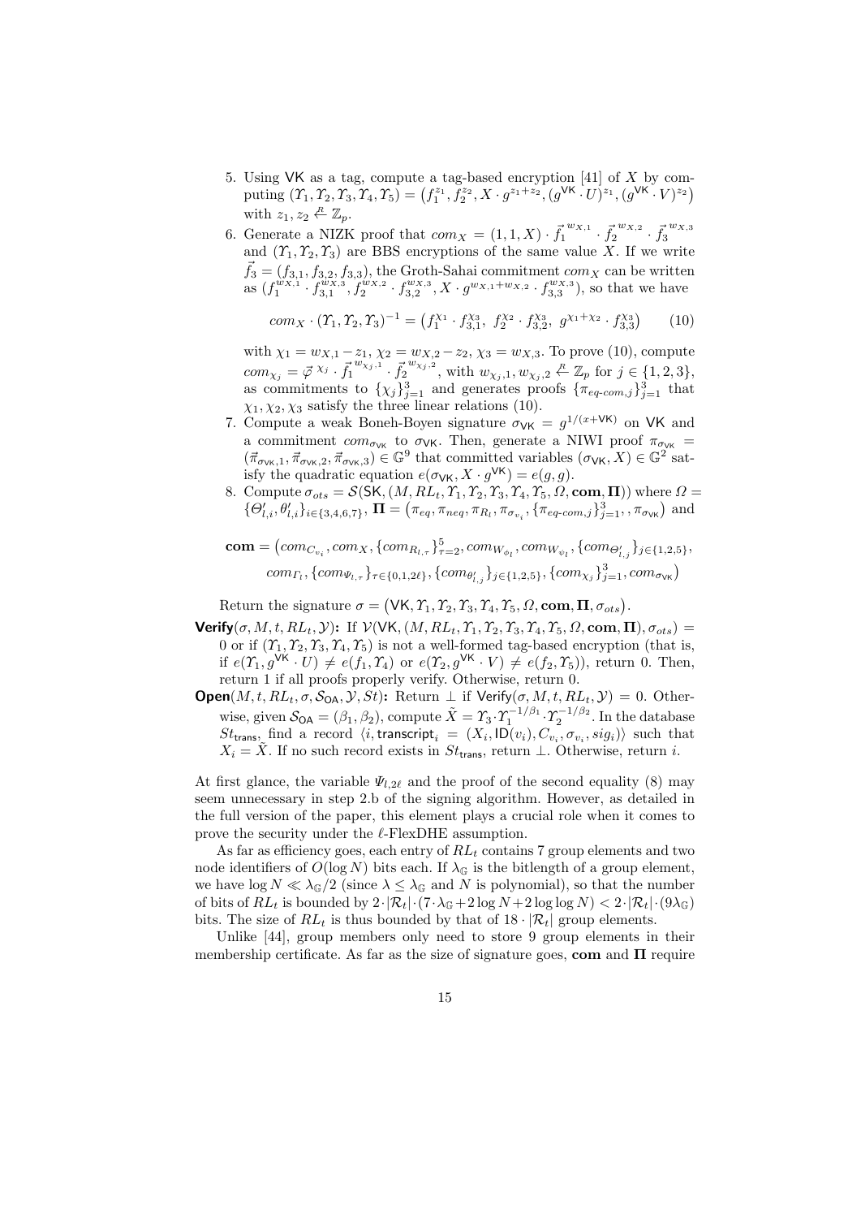5. Using $\mathsf{VK}$ as a tag, compute a tag-based encryption [41] of $X$ by computing $(\Upsilon_1, \Upsilon_2, \Upsilon_3, \Upsilon_4, \Upsilon_5) = \big(f_1^{z_1}, f_2^{z_2}, X \cdot g^{z_1+z_2}, (g^{\mathsf{VK}} \cdot U)^{z_1}, (g^{\mathsf{VK}} \cdot V)^{z_2}\big)$ with $z_1, z_2 \stackrel{R}{\leftarrow} \mathbb{Z}_p$.
6. Generate a NIZK proof that $com_X = (1, 1, X) \cdot \vec{f_1}^{\,w_{X,1}} \cdot \vec{f_2}^{\,w_{X,2}} \cdot \vec{f_3}^{\,w_{X,3}}$ and $(\Upsilon_1, \Upsilon_2, \Upsilon_3)$ are BBS encryptions of the same value $X$. If we write $\vec{f_3} = (f_{3,1}, f_{3,2}, f_{3,3})$, the Groth-Sahai commitment $com_X$ can be written as $(f_1^{w_{X,1}} \cdot f_{3,1}^{w_{X,3}}, f_2^{w_{X,2}} \cdot f_{3,2}^{w_{X,3}}, X \cdot g^{w_{X,1}+w_{X,2}} \cdot f_{3,3}^{w_{X,3}})$, so that we have

$$com_X \cdot (\Upsilon_1, \Upsilon_2, \Upsilon_3)^{-1} = \big(f_1^{\chi_1} \cdot f_{3,1}^{\chi_3},\ f_2^{\chi_2} \cdot f_{3,2}^{\chi_3},\ g^{\chi_1+\chi_2} \cdot f_{3,3}^{\chi_3}\big) \qquad (10)$$

with $\chi_1 = w_{X,1} - z_1$, $\chi_2 = w_{X,2} - z_2$, $\chi_3 = w_{X,3}$. To prove (10), compute $com_{\chi_j} = \vec{\varphi}^{\,\chi_j} \cdot \vec{f_1}^{\,w_{\chi_j,1}} \cdot \vec{f_2}^{\,w_{\chi_j,2}}$, with $w_{\chi_j,1}, w_{\chi_j,2} \stackrel{R}{\leftarrow} \mathbb{Z}_p$ for $j \in \{1, 2, 3\}$, as commitments to $\{\chi_j\}_{j=1}^3$ and generates proofs $\{\pi_{eq\text{-}com,j}\}_{j=1}^3$ that $\chi_1, \chi_2, \chi_3$ satisfy the three linear relations (10).
7. Compute a weak Boneh-Boyen signature $\sigma_{\mathsf{VK}} = g^{1/(x+\mathsf{VK})}$ on $\mathsf{VK}$ and a commitment $com_{\sigma_{\mathsf{VK}}}$ to $\sigma_{\mathsf{VK}}$. Then, generate a NIWI proof $\pi_{\sigma_{\mathsf{VK}}} = (\vec{\pi}_{\sigma_{\mathsf{VK}},1}, \vec{\pi}_{\sigma_{\mathsf{VK}},2}, \vec{\pi}_{\sigma_{\mathsf{VK}},3}) \in \mathbb{G}^9$ that committed variables $(\sigma_{\mathsf{VK}}, X) \in \mathbb{G}^2$ satisfy the quadratic equation $e(\sigma_{\mathsf{VK}}, X \cdot g^{\mathsf{VK}}) = e(g, g)$.
8. Compute $\sigma_{ots} = \mathcal{S}(\mathsf{SK}, (M, RL_t, \Upsilon_1, \Upsilon_2, \Upsilon_3, \Upsilon_4, \Upsilon_5, \Omega, \mathbf{com}, \mathbf{\Pi}))$ where $\Omega = \{\Theta'_{l,i}, \theta'_{l,i}\}_{i \in \{3,4,6,7\}}$, $\mathbf{\Pi} = \big(\pi_{eq}, \pi_{neq}, \pi_{R_l}, \pi_{\sigma_{v_i}}, \{\pi_{eq\text{-}com,j}\}_{j=1}^3, , \pi_{\sigma_{\mathsf{VK}}}\big)$ and

$$\mathbf{com} = \big(com_{C_{v_i}}, com_X, \{com_{R_{l,\tau}}\}_{\tau=2}^5, com_{W_{\phi_l}}, com_{W_{\psi_l}}, \{com_{\Theta'_{l,j}}\}_{j \in \{1,2,5\}},$$
$$com_{\Gamma_l}, \{com_{\Psi_{l,\tau}}\}_{\tau \in \{0,1,2\ell\}}, \{com_{\theta'_{l,j}}\}_{j \in \{1,2,5\}}, \{com_{\chi_j}\}_{j=1}^3, com_{\sigma_{\mathsf{VK}}}\big)$$

Return the signature $\sigma = \big(\mathsf{VK}, \Upsilon_1, \Upsilon_2, \Upsilon_3, \Upsilon_4, \Upsilon_5, \Omega, \mathbf{com}, \mathbf{\Pi}, \sigma_{ots}\big)$.

**Verify**$(\sigma, M, t, RL_t, \mathcal{Y})$**:** If $\mathcal{V}(\mathsf{VK}, (M, RL_t, \Upsilon_1, \Upsilon_2, \Upsilon_3, \Upsilon_4, \Upsilon_5, \Omega, \mathbf{com}, \mathbf{\Pi}), \sigma_{ots}) = 0$ or if $(\Upsilon_1, \Upsilon_2, \Upsilon_3, \Upsilon_4, \Upsilon_5)$ is not a well-formed tag-based encryption (that is, if $e(\Upsilon_1, g^{\mathsf{VK}} \cdot U) \neq e(f_1, \Upsilon_4)$ or $e(\Upsilon_2, g^{\mathsf{VK}} \cdot V) \neq e(f_2, \Upsilon_5)$), return 0. Then, return 1 if all proofs properly verify. Otherwise, return 0.

**Open**$(M, t, RL_t, \sigma, \mathcal{S}_{\mathsf{OA}}, \mathcal{Y}, St)$**:** Return $\perp$ if $\mathsf{Verify}(\sigma, M, t, RL_t, \mathcal{Y}) = 0$. Otherwise, given $\mathcal{S}_{\mathsf{OA}} = (\beta_1, \beta_2)$, compute $\tilde{X} = \Upsilon_3 \cdot \Upsilon_1^{-1/\beta_1} \cdot \Upsilon_2^{-1/\beta_2}$. In the database $St_{\mathsf{trans}}$, find a record $\langle i, \mathsf{transcript}_i = (X_i, \mathsf{ID}(v_i), C_{v_i}, \sigma_{v_i}, sig_i)\rangle$ such that $X_i = \tilde{X}$. If no such record exists in $St_{\mathsf{trans}}$, return $\perp$. Otherwise, return $i$.

At first glance, the variable $\Psi_{l,2\ell}$ and the proof of the second equality (8) may seem unnecessary in step 2.b of the signing algorithm. However, as detailed in the full version of the paper, this element plays a crucial role when it comes to prove the security under the $\ell$-FlexDHE assumption.

As far as efficiency goes, each entry of $RL_t$ contains 7 group elements and two node identifiers of $O(\log N)$ bits each. If $\lambda_{\mathbb{G}}$ is the bitlength of a group element, we have $\log N \ll \lambda_{\mathbb{G}}/2$ (since $\lambda \leq \lambda_{\mathbb{G}}$ and $N$ is polynomial), so that the number of bits of $RL_t$ is bounded by $2 \cdot |\mathcal{R}_t| \cdot (7 \cdot \lambda_{\mathbb{G}} + 2 \log N + 2 \log \log N) < 2 \cdot |\mathcal{R}_t| \cdot (9 \lambda_{\mathbb{G}})$ bits. The size of $RL_t$ is thus bounded by that of $18 \cdot |\mathcal{R}_t|$ group elements.

Unlike [44], group members only need to store 9 group elements in their membership certificate. As far as the size of signature goes, **com** and **Π** require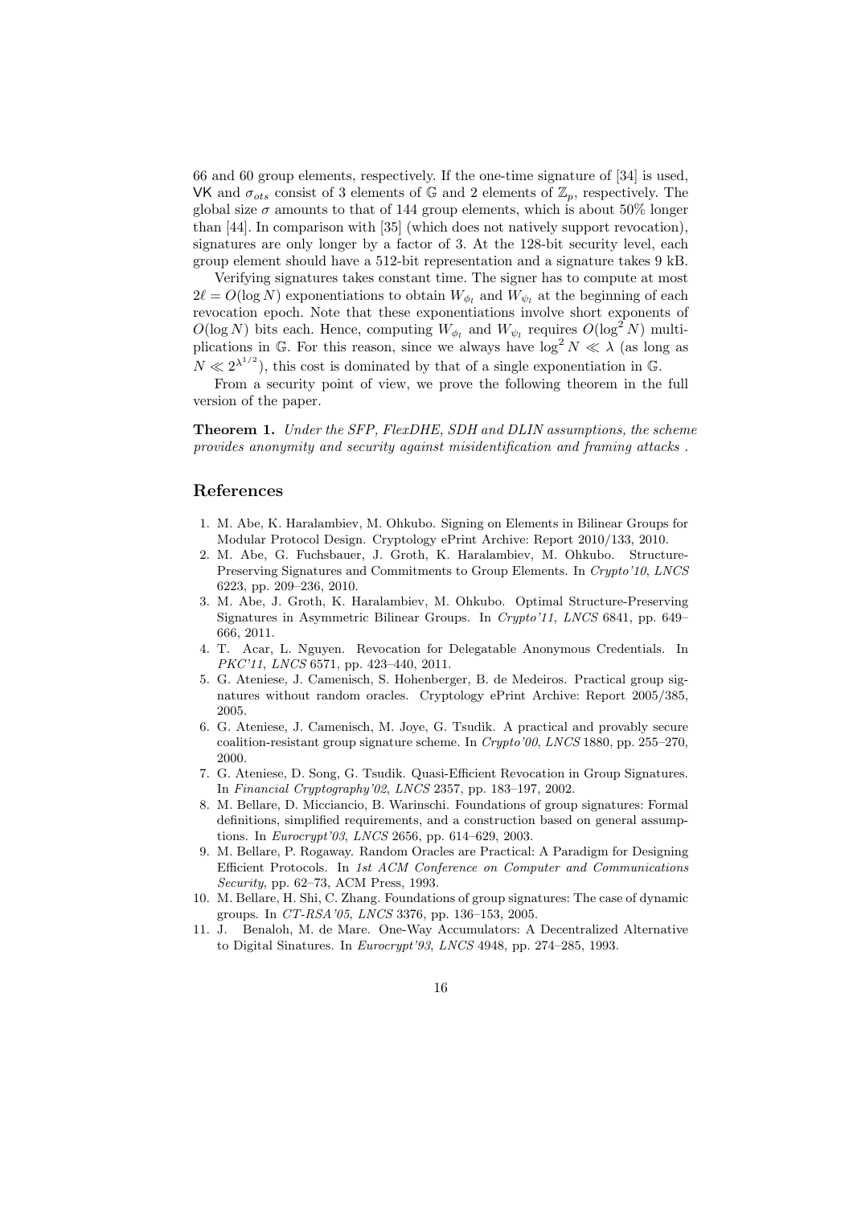66 and 60 group elements, respectively. If the one-time signature of [34] is used, $\mathsf{VK}$ and $\sigma_{ots}$ consist of 3 elements of $\mathbb{G}$ and 2 elements of $\mathbb{Z}_p$, respectively. The global size $\sigma$ amounts to that of 144 group elements, which is about 50% longer than [44]. In comparison with [35] (which does not natively support revocation), signatures are only longer by a factor of 3. At the 128-bit security level, each group element should have a 512-bit representation and a signature takes 9 kB.

Verifying signatures takes constant time. The signer has to compute at most $2\ell = O(\log N)$ exponentiations to obtain $W_{\phi_l}$ and $W_{\psi_l}$ at the beginning of each revocation epoch. Note that these exponentiations involve short exponents of $O(\log N)$ bits each. Hence, computing $W_{\phi_l}$ and $W_{\psi_l}$ requires $O(\log^2 N)$ multiplications in $\mathbb{G}$. For this reason, since we always have $\log^2 N \ll \lambda$ (as long as $N \ll 2^{\lambda^{1/2}}$), this cost is dominated by that of a single exponentiation in $\mathbb{G}$.

From a security point of view, we prove the following theorem in the full version of the paper.

**Theorem 1.** *Under the SFP, FlexDHE, SDH and DLIN assumptions, the scheme provides anonymity and security against misidentification and framing attacks .*

## References

1. M. Abe, K. Haralambiev, M. Ohkubo. Signing on Elements in Bilinear Groups for Modular Protocol Design. Cryptology ePrint Archive: Report 2010/133, 2010.
2. M. Abe, G. Fuchsbauer, J. Groth, K. Haralambiev, M. Ohkubo. Structure-Preserving Signatures and Commitments to Group Elements. In *Crypto'10*, *LNCS* 6223, pp. 209–236, 2010.
3. M. Abe, J. Groth, K. Haralambiev, M. Ohkubo. Optimal Structure-Preserving Signatures in Asymmetric Bilinear Groups. In *Crypto'11*, *LNCS* 6841, pp. 649–666, 2011.
4. T. Acar, L. Nguyen. Revocation for Delegatable Anonymous Credentials. In *PKC'11*, *LNCS* 6571, pp. 423–440, 2011.
5. G. Ateniese, J. Camenisch, S. Hohenberger, B. de Medeiros. Practical group signatures without random oracles. Cryptology ePrint Archive: Report 2005/385, 2005.
6. G. Ateniese, J. Camenisch, M. Joye, G. Tsudik. A practical and provably secure coalition-resistant group signature scheme. In *Crypto'00*, *LNCS* 1880, pp. 255–270, 2000.
7. G. Ateniese, D. Song, G. Tsudik. Quasi-Efficient Revocation in Group Signatures. In *Financial Cryptography'02*, *LNCS* 2357, pp. 183–197, 2002.
8. M. Bellare, D. Micciancio, B. Warinschi. Foundations of group signatures: Formal definitions, simplified requirements, and a construction based on general assumptions. In *Eurocrypt'03*, *LNCS* 2656, pp. 614–629, 2003.
9. M. Bellare, P. Rogaway. Random Oracles are Practical: A Paradigm for Designing Efficient Protocols. In *1st ACM Conference on Computer and Communications Security*, pp. 62–73, ACM Press, 1993.
10. M. Bellare, H. Shi, C. Zhang. Foundations of group signatures: The case of dynamic groups. In *CT-RSA'05*, *LNCS* 3376, pp. 136–153, 2005.
11. J. Benaloh, M. de Mare. One-Way Accumulators: A Decentralized Alternative to Digital Sinatures. In *Eurocrypt'93*, *LNCS* 4948, pp. 274–285, 1993.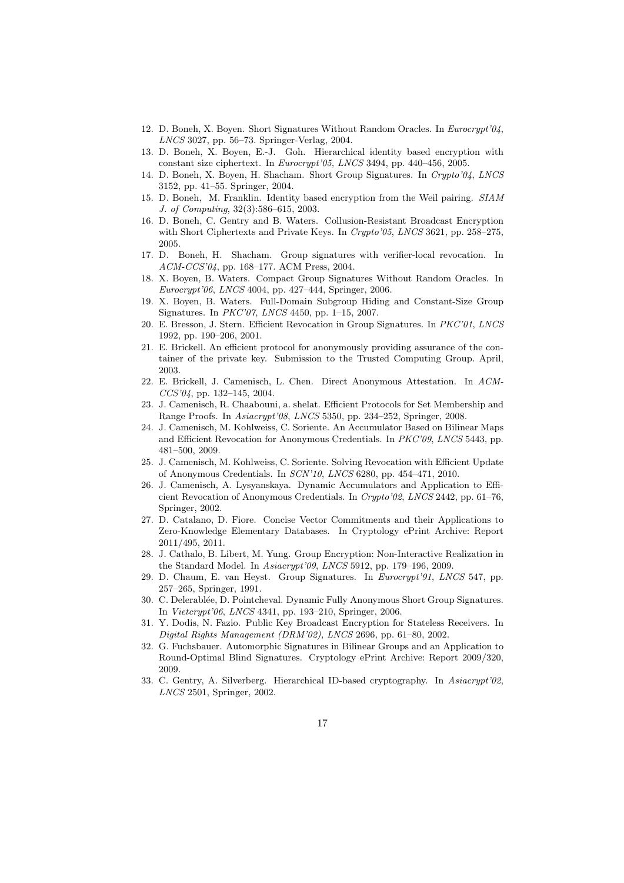12. D. Boneh, X. Boyen. Short Signatures Without Random Oracles. In *Eurocrypt'04*, *LNCS* 3027, pp. 56–73. Springer-Verlag, 2004.
13. D. Boneh, X. Boyen, E.-J. Goh. Hierarchical identity based encryption with constant size ciphertext. In *Eurocrypt'05*, *LNCS* 3494, pp. 440–456, 2005.
14. D. Boneh, X. Boyen, H. Shacham. Short Group Signatures. In *Crypto'04*, *LNCS* 3152, pp. 41–55. Springer, 2004.
15. D. Boneh, M. Franklin. Identity based encryption from the Weil pairing. *SIAM J. of Computing*, 32(3):586–615, 2003.
16. D. Boneh, C. Gentry and B. Waters. Collusion-Resistant Broadcast Encryption with Short Ciphertexts and Private Keys. In *Crypto'05*, *LNCS* 3621, pp. 258–275, 2005.
17. D. Boneh, H. Shacham. Group signatures with verifier-local revocation. In *ACM-CCS'04*, pp. 168–177. ACM Press, 2004.
18. X. Boyen, B. Waters. Compact Group Signatures Without Random Oracles. In *Eurocrypt'06*, *LNCS* 4004, pp. 427–444, Springer, 2006.
19. X. Boyen, B. Waters. Full-Domain Subgroup Hiding and Constant-Size Group Signatures. In *PKC'07*, *LNCS* 4450, pp. 1–15, 2007.
20. E. Bresson, J. Stern. Efficient Revocation in Group Signatures. In *PKC'01*, *LNCS* 1992, pp. 190–206, 2001.
21. E. Brickell. An efficient protocol for anonymously providing assurance of the container of the private key. Submission to the Trusted Computing Group. April, 2003.
22. E. Brickell, J. Camenisch, L. Chen. Direct Anonymous Attestation. In *ACM-CCS'04*, pp. 132–145, 2004.
23. J. Camenisch, R. Chaabouni, a. shelat. Efficient Protocols for Set Membership and Range Proofs. In *Asiacrypt'08*, *LNCS* 5350, pp. 234–252, Springer, 2008.
24. J. Camenisch, M. Kohlweiss, C. Soriente. An Accumulator Based on Bilinear Maps and Efficient Revocation for Anonymous Credentials. In *PKC'09*, *LNCS* 5443, pp. 481–500, 2009.
25. J. Camenisch, M. Kohlweiss, C. Soriente. Solving Revocation with Efficient Update of Anonymous Credentials. In *SCN'10*, *LNCS* 6280, pp. 454–471, 2010.
26. J. Camenisch, A. Lysyanskaya. Dynamic Accumulators and Application to Efficient Revocation of Anonymous Credentials. In *Crypto'02*, *LNCS* 2442, pp. 61–76, Springer, 2002.
27. D. Catalano, D. Fiore. Concise Vector Commitments and their Applications to Zero-Knowledge Elementary Databases. In Cryptology ePrint Archive: Report 2011/495, 2011.
28. J. Cathalo, B. Libert, M. Yung. Group Encryption: Non-Interactive Realization in the Standard Model. In *Asiacrypt'09*, *LNCS* 5912, pp. 179–196, 2009.
29. D. Chaum, E. van Heyst. Group Signatures. In *Eurocrypt'91*, *LNCS* 547, pp. 257–265, Springer, 1991.
30. C. Delerablée, D. Pointcheval. Dynamic Fully Anonymous Short Group Signatures. In *Vietcrypt'06*, *LNCS* 4341, pp. 193–210, Springer, 2006.
31. Y. Dodis, N. Fazio. Public Key Broadcast Encryption for Stateless Receivers. In *Digital Rights Management (DRM'02)*, *LNCS* 2696, pp. 61–80, 2002.
32. G. Fuchsbauer. Automorphic Signatures in Bilinear Groups and an Application to Round-Optimal Blind Signatures. Cryptology ePrint Archive: Report 2009/320, 2009.
33. C. Gentry, A. Silverberg. Hierarchical ID-based cryptography. In *Asiacrypt'02*, *LNCS* 2501, Springer, 2002.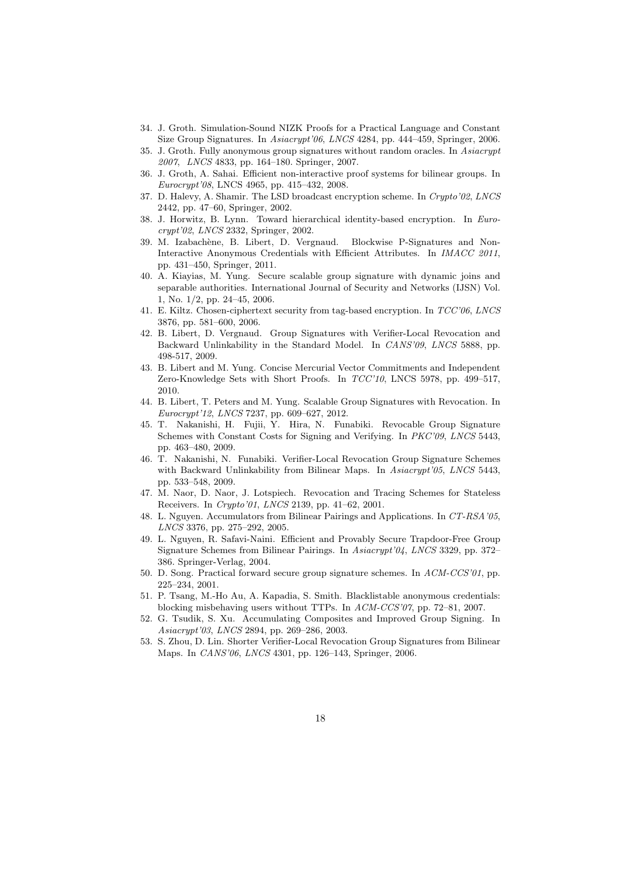34. J. Groth. Simulation-Sound NIZK Proofs for a Practical Language and Constant Size Group Signatures. In *Asiacrypt'06*, *LNCS* 4284, pp. 444–459, Springer, 2006.
35. J. Groth. Fully anonymous group signatures without random oracles. In *Asiacrypt 2007*, *LNCS* 4833, pp. 164–180. Springer, 2007.
36. J. Groth, A. Sahai. Efficient non-interactive proof systems for bilinear groups. In *Eurocrypt'08*, LNCS 4965, pp. 415–432, 2008.
37. D. Halevy, A. Shamir. The LSD broadcast encryption scheme. In *Crypto'02*, *LNCS* 2442, pp. 47–60, Springer, 2002.
38. J. Horwitz, B. Lynn. Toward hierarchical identity-based encryption. In *Eurocrypt'02*, *LNCS* 2332, Springer, 2002.
39. M. Izabachène, B. Libert, D. Vergnaud. Blockwise P-Signatures and Non-Interactive Anonymous Credentials with Efficient Attributes. In *IMACC 2011*, pp. 431–450, Springer, 2011.
40. A. Kiayias, M. Yung. Secure scalable group signature with dynamic joins and separable authorities. International Journal of Security and Networks (IJSN) Vol. 1, No. 1/2, pp. 24–45, 2006.
41. E. Kiltz. Chosen-ciphertext security from tag-based encryption. In *TCC'06*, *LNCS* 3876, pp. 581–600, 2006.
42. B. Libert, D. Vergnaud. Group Signatures with Verifier-Local Revocation and Backward Unlinkability in the Standard Model. In *CANS'09*, *LNCS* 5888, pp. 498-517, 2009.
43. B. Libert and M. Yung. Concise Mercurial Vector Commitments and Independent Zero-Knowledge Sets with Short Proofs. In *TCC'10*, LNCS 5978, pp. 499–517, 2010.
44. B. Libert, T. Peters and M. Yung. Scalable Group Signatures with Revocation. In *Eurocrypt'12*, *LNCS* 7237, pp. 609–627, 2012.
45. T. Nakanishi, H. Fujii, Y. Hira, N. Funabiki. Revocable Group Signature Schemes with Constant Costs for Signing and Verifying. In *PKC'09*, *LNCS* 5443, pp. 463–480, 2009.
46. T. Nakanishi, N. Funabiki. Verifier-Local Revocation Group Signature Schemes with Backward Unlinkability from Bilinear Maps. In *Asiacrypt'05*, *LNCS* 5443, pp. 533–548, 2009.
47. M. Naor, D. Naor, J. Lotspiech. Revocation and Tracing Schemes for Stateless Receivers. In *Crypto'01*, *LNCS* 2139, pp. 41–62, 2001.
48. L. Nguyen. Accumulators from Bilinear Pairings and Applications. In *CT-RSA'05*, *LNCS* 3376, pp. 275–292, 2005.
49. L. Nguyen, R. Safavi-Naini. Efficient and Provably Secure Trapdoor-Free Group Signature Schemes from Bilinear Pairings. In *Asiacrypt'04*, *LNCS* 3329, pp. 372–386. Springer-Verlag, 2004.
50. D. Song. Practical forward secure group signature schemes. In *ACM-CCS'01*, pp. 225–234, 2001.
51. P. Tsang, M.-Ho Au, A. Kapadia, S. Smith. Blacklistable anonymous credentials: blocking misbehaving users without TTPs. In *ACM-CCS'07*, pp. 72–81, 2007.
52. G. Tsudik, S. Xu. Accumulating Composites and Improved Group Signing. In *Asiacrypt'03*, *LNCS* 2894, pp. 269–286, 2003.
53. S. Zhou, D. Lin. Shorter Verifier-Local Revocation Group Signatures from Bilinear Maps. In *CANS'06*, *LNCS* 4301, pp. 126–143, Springer, 2006.